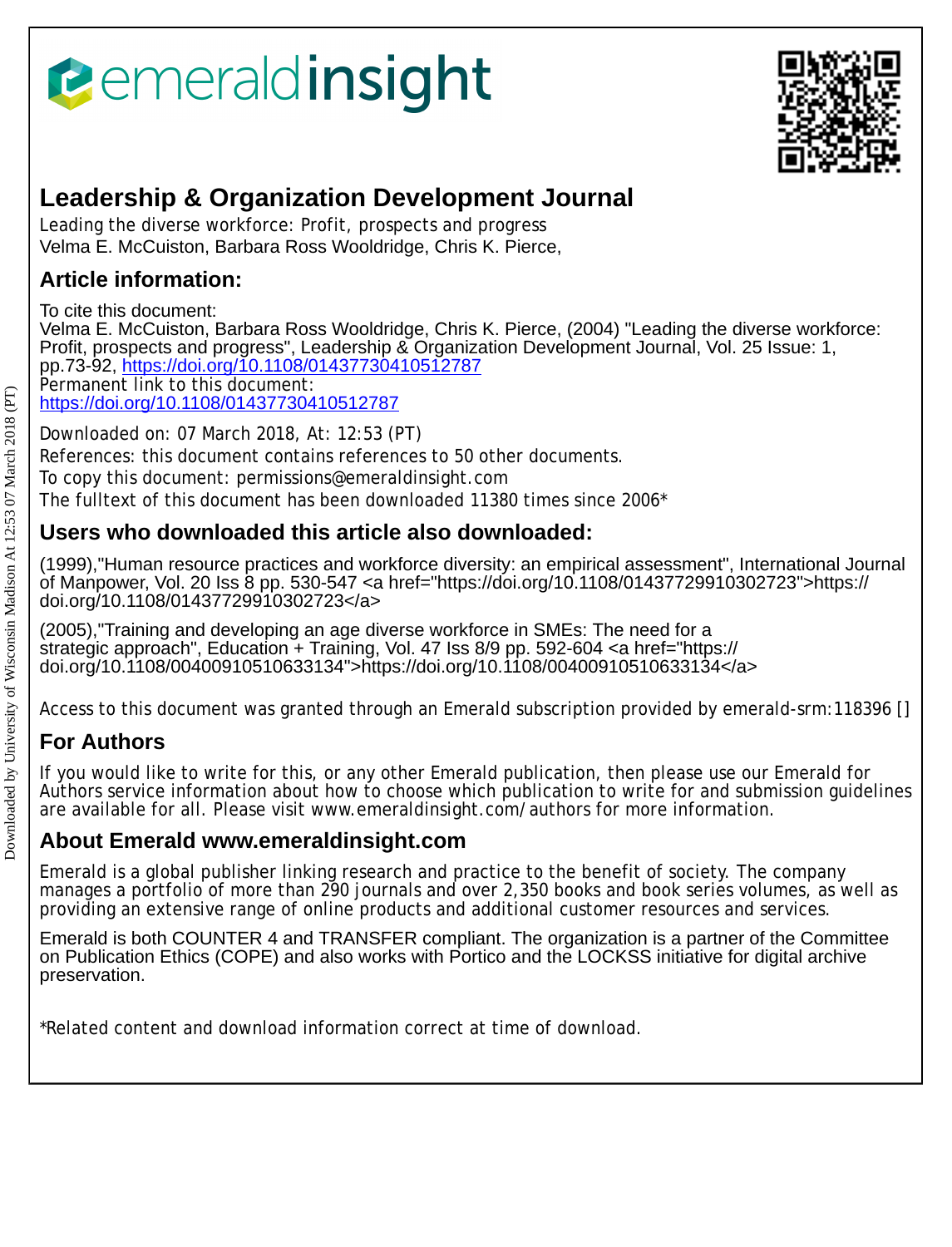emeraldinsight

# Leadership & Organization Development Journal

Leading the diverse workforce: Profit, prospects and progress
Velma E. McCuiston, Barbara Ross Wooldridge, Chris K. Pierce,

## Article information:

To cite this document:
Velma E. McCuiston, Barbara Ross Wooldridge, Chris K. Pierce, (2004) "Leading the diverse workforce: Profit, prospects and progress", Leadership & Organization Development Journal, Vol. 25 Issue: 1, pp.73-92, https://doi.org/10.1108/01437730410512787
Permanent link to this document:
https://doi.org/10.1108/01437730410512787

Downloaded on: 07 March 2018, At: 12:53 (PT)
References: this document contains references to 50 other documents.
To copy this document: permissions@emeraldinsight.com
The fulltext of this document has been downloaded 11380 times since 2006*

## Users who downloaded this article also downloaded:

(1999),"Human resource practices and workforce diversity: an empirical assessment", International Journal of Manpower, Vol. 20 Iss 8 pp. 530-547 <a href="https://doi.org/10.1108/01437729910302723">https://doi.org/10.1108/01437729910302723</a>

(2005),"Training and developing an age diverse workforce in SMEs: The need for a strategic approach", Education + Training, Vol. 47 Iss 8/9 pp. 592-604 <a href="https://doi.org/10.1108/00400910510633134">https://doi.org/10.1108/00400910510633134</a>

Access to this document was granted through an Emerald subscription provided by emerald-srm:118396 []

## For Authors

If you would like to write for this, or any other Emerald publication, then please use our Emerald for Authors service information about how to choose which publication to write for and submission guidelines are available for all. Please visit www.emeraldinsight.com/authors for more information.

## About Emerald www.emeraldinsight.com

Emerald is a global publisher linking research and practice to the benefit of society. The company manages a portfolio of more than 290 journals and over 2,350 books and book series volumes, as well as providing an extensive range of online products and additional customer resources and services.

Emerald is both COUNTER 4 and TRANSFER compliant. The organization is a partner of the Committee on Publication Ethics (COPE) and also works with Portico and the LOCKSS initiative for digital archive preservation.

*Related content and download information correct at time of download.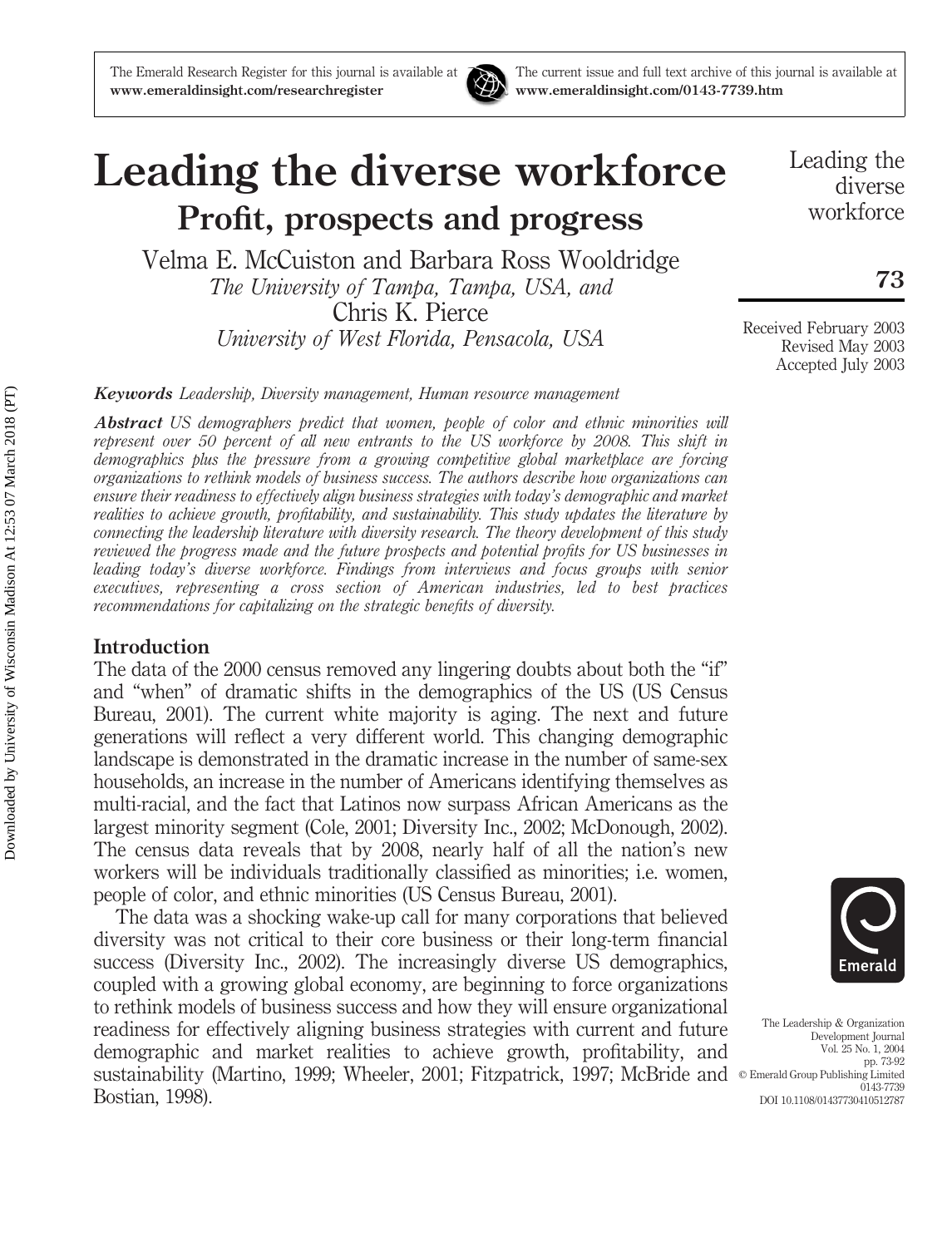# Leading the diverse workforce

## Profit, prospects and progress

Velma E. McCuiston and Barbara Ross Wooldridge
*The University of Tampa, Tampa, USA, and*
Chris K. Pierce
*University of West Florida, Pensacola, USA*

Received February 2003
Revised May 2003
Accepted July 2003

***Keywords*** *Leadership, Diversity management, Human resource management*

***Abstract*** *US demographers predict that women, people of color and ethnic minorities will represent over 50 percent of all new entrants to the US workforce by 2008. This shift in demographics plus the pressure from a growing competitive global marketplace are forcing organizations to rethink models of business success. The authors describe how organizations can ensure their readiness to effectively align business strategies with today's demographic and market realities to achieve growth, profitability, and sustainability. This study updates the literature by connecting the leadership literature with diversity research. The theory development of this study reviewed the progress made and the future prospects and potential profits for US businesses in leading today's diverse workforce. Findings from interviews and focus groups with senior executives, representing a cross section of American industries, led to best practices recommendations for capitalizing on the strategic benefits of diversity.*

### Introduction

The data of the 2000 census removed any lingering doubts about both the "if" and "when" of dramatic shifts in the demographics of the US (US Census Bureau, 2001). The current white majority is aging. The next and future generations will reflect a very different world. This changing demographic landscape is demonstrated in the dramatic increase in the number of same-sex households, an increase in the number of Americans identifying themselves as multi-racial, and the fact that Latinos now surpass African Americans as the largest minority segment (Cole, 2001; Diversity Inc., 2002; McDonough, 2002). The census data reveals that by 2008, nearly half of all the nation's new workers will be individuals traditionally classified as minorities; i.e. women, people of color, and ethnic minorities (US Census Bureau, 2001).

The data was a shocking wake-up call for many corporations that believed diversity was not critical to their core business or their long-term financial success (Diversity Inc., 2002). The increasingly diverse US demographics, coupled with a growing global economy, are beginning to force organizations to rethink models of business success and how they will ensure organizational readiness for effectively aligning business strategies with current and future demographic and market realities to achieve growth, profitability, and sustainability (Martino, 1999; Wheeler, 2001; Fitzpatrick, 1997; McBride and Bostian, 1998).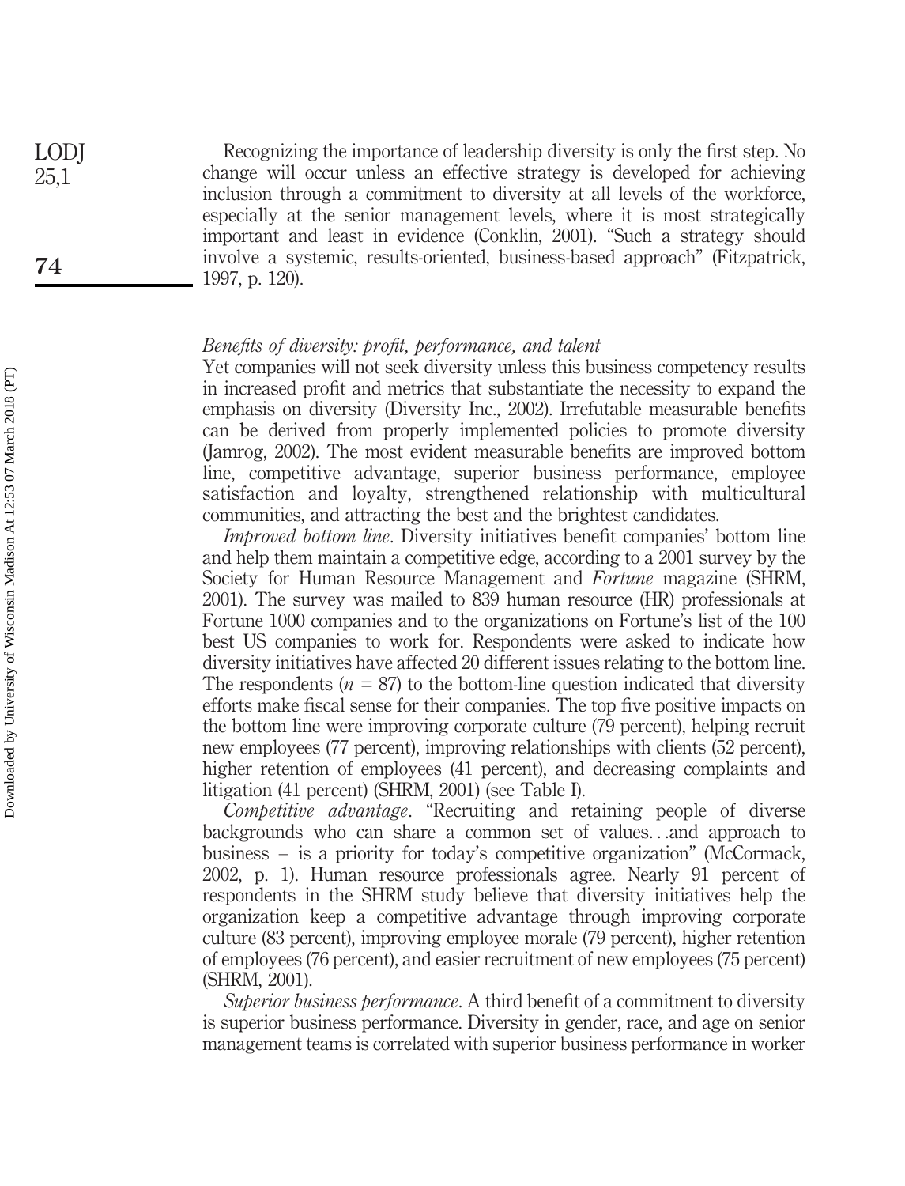Recognizing the importance of leadership diversity is only the first step. No change will occur unless an effective strategy is developed for achieving inclusion through a commitment to diversity at all levels of the workforce, especially at the senior management levels, where it is most strategically important and least in evidence (Conklin, 2001). "Such a strategy should involve a systemic, results-oriented, business-based approach" (Fitzpatrick, 1997, p. 120).

### *Benefits of diversity: profit, performance, and talent*

Yet companies will not seek diversity unless this business competency results in increased profit and metrics that substantiate the necessity to expand the emphasis on diversity (Diversity Inc., 2002). Irrefutable measurable benefits can be derived from properly implemented policies to promote diversity (Jamrog, 2002). The most evident measurable benefits are improved bottom line, competitive advantage, superior business performance, employee satisfaction and loyalty, strengthened relationship with multicultural communities, and attracting the best and the brightest candidates.

*Improved bottom line*. Diversity initiatives benefit companies' bottom line and help them maintain a competitive edge, according to a 2001 survey by the Society for Human Resource Management and *Fortune* magazine (SHRM, 2001). The survey was mailed to 839 human resource (HR) professionals at Fortune 1000 companies and to the organizations on Fortune's list of the 100 best US companies to work for. Respondents were asked to indicate how diversity initiatives have affected 20 different issues relating to the bottom line. The respondents ($n = 87$) to the bottom-line question indicated that diversity efforts make fiscal sense for their companies. The top five positive impacts on the bottom line were improving corporate culture (79 percent), helping recruit new employees (77 percent), improving relationships with clients (52 percent), higher retention of employees (41 percent), and decreasing complaints and litigation (41 percent) (SHRM, 2001) (see Table I).

*Competitive advantage*. "Recruiting and retaining people of diverse backgrounds who can share a common set of values...and approach to business – is a priority for today's competitive organization" (McCormack, 2002, p. 1). Human resource professionals agree. Nearly 91 percent of respondents in the SHRM study believe that diversity initiatives help the organization keep a competitive advantage through improving corporate culture (83 percent), improving employee morale (79 percent), higher retention of employees (76 percent), and easier recruitment of new employees (75 percent) (SHRM, 2001).

*Superior business performance*. A third benefit of a commitment to diversity is superior business performance. Diversity in gender, race, and age on senior management teams is correlated with superior business performance in worker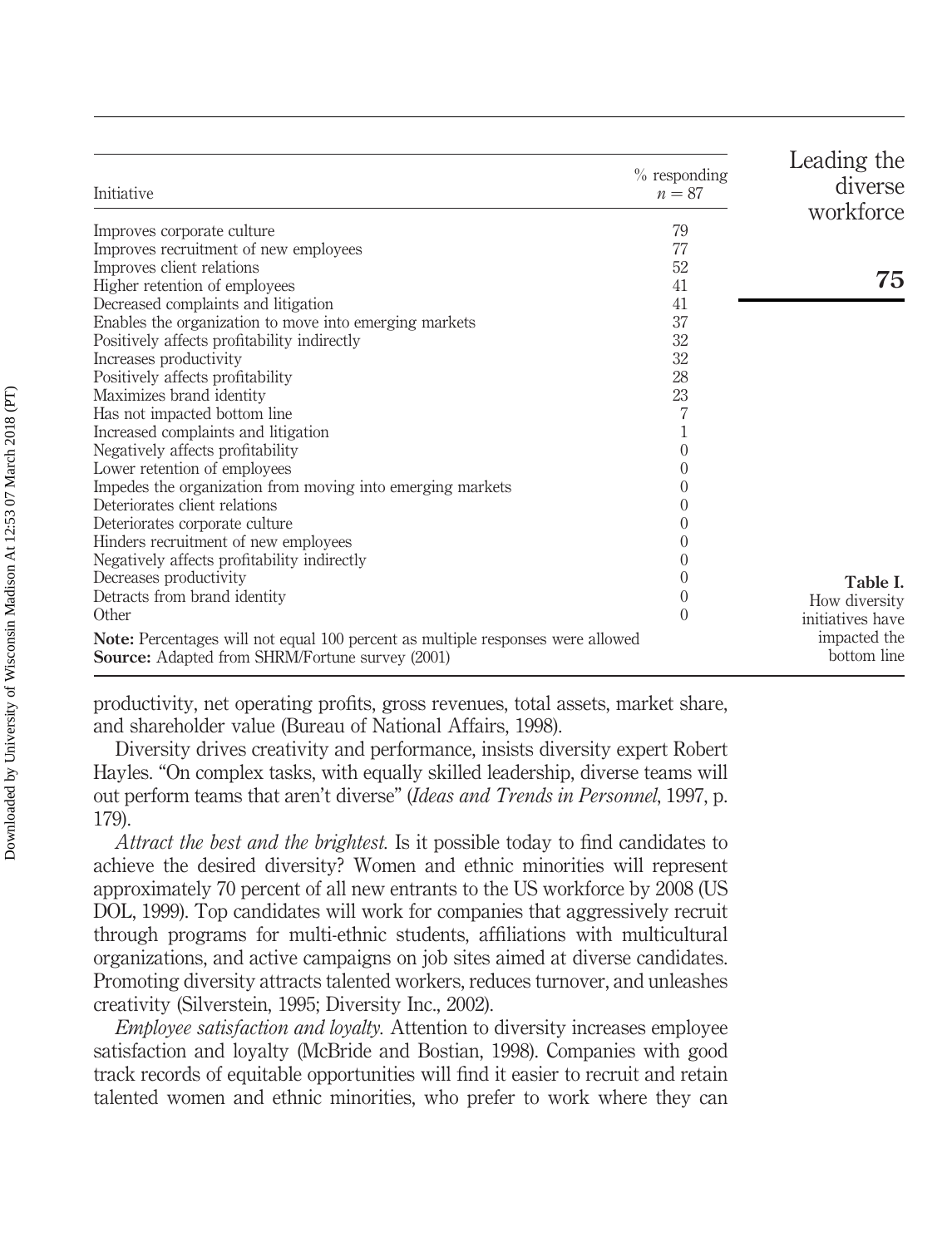**Table I.** How diversity initiatives have impacted the bottom line

| Initiative | % responding $n = 87$ |
|---|---|
| Improves corporate culture | 79 |
| Improves recruitment of new employees | 77 |
| Improves client relations | 52 |
| Higher retention of employees | 41 |
| Decreased complaints and litigation | 41 |
| Enables the organization to move into emerging markets | 37 |
| Positively affects profitability indirectly | 32 |
| Increases productivity | 32 |
| Positively affects profitability | 28 |
| Maximizes brand identity | 23 |
| Has not impacted bottom line | 7 |
| Increased complaints and litigation | 1 |
| Negatively affects profitability | 0 |
| Lower retention of employees | 0 |
| Impedes the organization from moving into emerging markets | 0 |
| Deteriorates client relations | 0 |
| Deteriorates corporate culture | 0 |
| Hinders recruitment of new employees | 0 |
| Negatively affects profitability indirectly | 0 |
| Decreases productivity | 0 |
| Detracts from brand identity | 0 |
| Other | 0 |

**Note:** Percentages will not equal 100 percent as multiple responses were allowed
**Source:** Adapted from SHRM/Fortune survey (2001)

productivity, net operating profits, gross revenues, total assets, market share, and shareholder value (Bureau of National Affairs, 1998).

Diversity drives creativity and performance, insists diversity expert Robert Hayles. "On complex tasks, with equally skilled leadership, diverse teams will out perform teams that aren't diverse" (*Ideas and Trends in Personnel*, 1997, p. 179).

*Attract the best and the brightest.* Is it possible today to find candidates to achieve the desired diversity? Women and ethnic minorities will represent approximately 70 percent of all new entrants to the US workforce by 2008 (US DOL, 1999). Top candidates will work for companies that aggressively recruit through programs for multi-ethnic students, affiliations with multicultural organizations, and active campaigns on job sites aimed at diverse candidates. Promoting diversity attracts talented workers, reduces turnover, and unleashes creativity (Silverstein, 1995; Diversity Inc., 2002).

*Employee satisfaction and loyalty.* Attention to diversity increases employee satisfaction and loyalty (McBride and Bostian, 1998). Companies with good track records of equitable opportunities will find it easier to recruit and retain talented women and ethnic minorities, who prefer to work where they can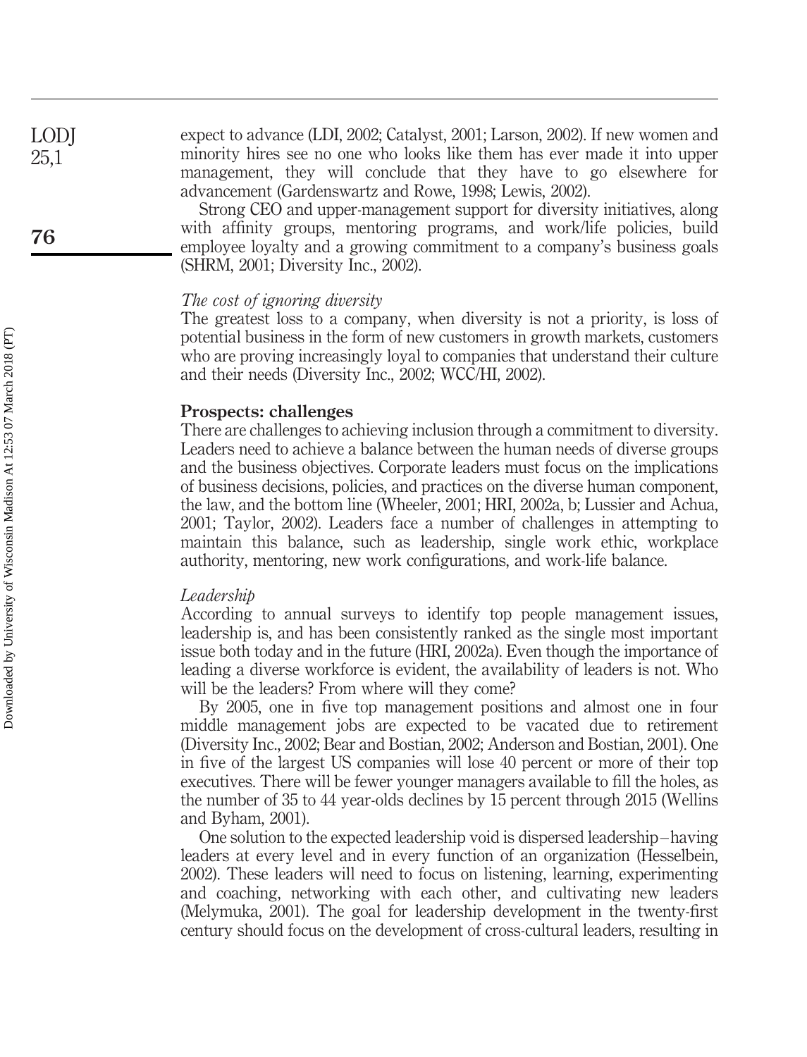expect to advance (LDI, 2002; Catalyst, 2001; Larson, 2002). If new women and minority hires see no one who looks like them has ever made it into upper management, they will conclude that they have to go elsewhere for advancement (Gardenswartz and Rowe, 1998; Lewis, 2002).

Strong CEO and upper-management support for diversity initiatives, along with affinity groups, mentoring programs, and work/life policies, build employee loyalty and a growing commitment to a company's business goals (SHRM, 2001; Diversity Inc., 2002).

### *The cost of ignoring diversity*

The greatest loss to a company, when diversity is not a priority, is loss of potential business in the form of new customers in growth markets, customers who are proving increasingly loyal to companies that understand their culture and their needs (Diversity Inc., 2002; WCC/HI, 2002).

## Prospects: challenges

There are challenges to achieving inclusion through a commitment to diversity. Leaders need to achieve a balance between the human needs of diverse groups and the business objectives. Corporate leaders must focus on the implications of business decisions, policies, and practices on the diverse human component, the law, and the bottom line (Wheeler, 2001; HRI, 2002a, b; Lussier and Achua, 2001; Taylor, 2002). Leaders face a number of challenges in attempting to maintain this balance, such as leadership, single work ethic, workplace authority, mentoring, new work configurations, and work-life balance.

### *Leadership*

According to annual surveys to identify top people management issues, leadership is, and has been consistently ranked as the single most important issue both today and in the future (HRI, 2002a). Even though the importance of leading a diverse workforce is evident, the availability of leaders is not. Who will be the leaders? From where will they come?

By 2005, one in five top management positions and almost one in four middle management jobs are expected to be vacated due to retirement (Diversity Inc., 2002; Bear and Bostian, 2002; Anderson and Bostian, 2001). One in five of the largest US companies will lose 40 percent or more of their top executives. There will be fewer younger managers available to fill the holes, as the number of 35 to 44 year-olds declines by 15 percent through 2015 (Wellins and Byham, 2001).

One solution to the expected leadership void is dispersed leadership – having leaders at every level and in every function of an organization (Hesselbein, 2002). These leaders will need to focus on listening, learning, experimenting and coaching, networking with each other, and cultivating new leaders (Melymuka, 2001). The goal for leadership development in the twenty-first century should focus on the development of cross-cultural leaders, resulting in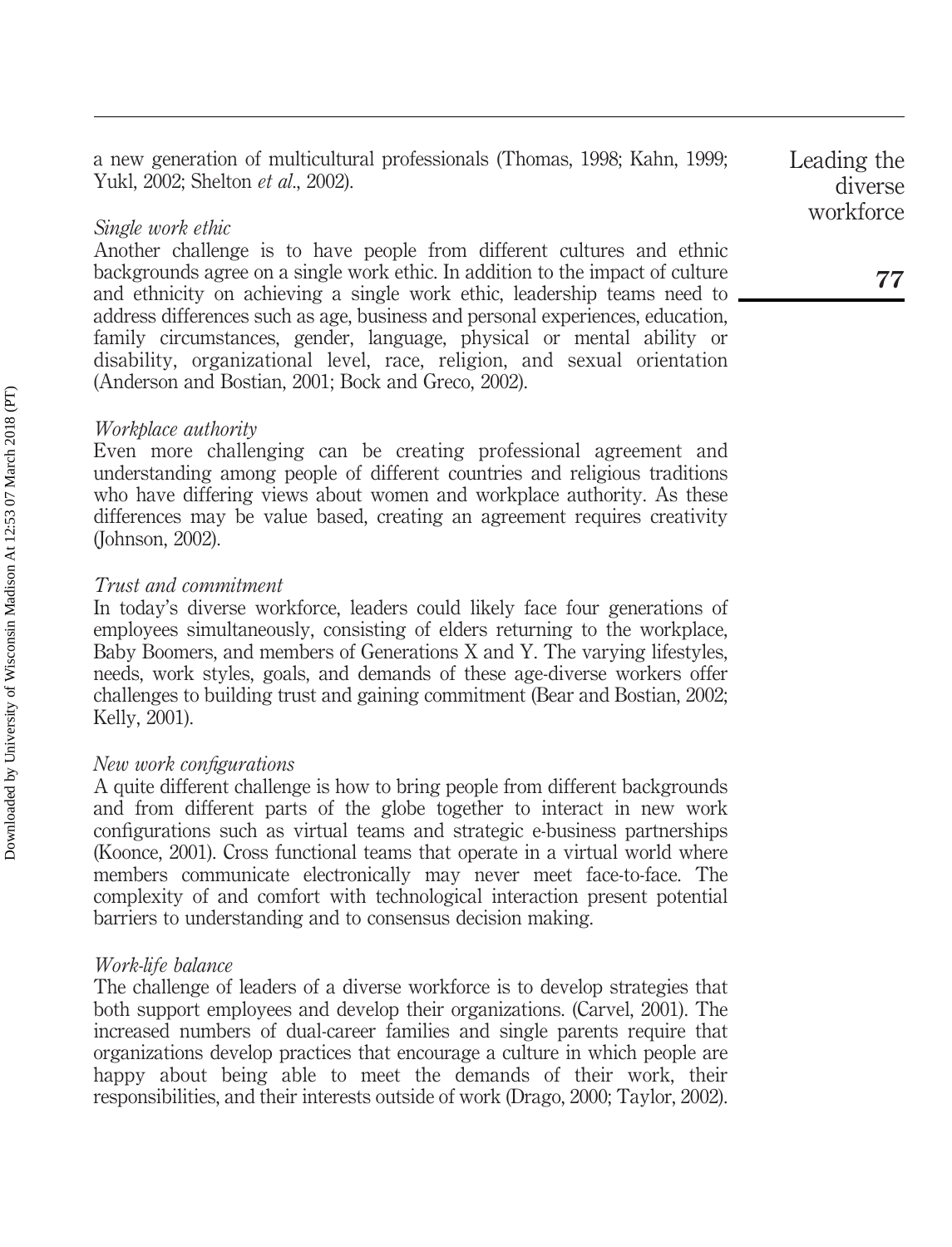a new generation of multicultural professionals (Thomas, 1998; Kahn, 1999; Yukl, 2002; Shelton *et al.*, 2002).

### *Single work ethic*

Another challenge is to have people from different cultures and ethnic backgrounds agree on a single work ethic. In addition to the impact of culture and ethnicity on achieving a single work ethic, leadership teams need to address differences such as age, business and personal experiences, education, family circumstances, gender, language, physical or mental ability or disability, organizational level, race, religion, and sexual orientation (Anderson and Bostian, 2001; Bock and Greco, 2002).

### *Workplace authority*

Even more challenging can be creating professional agreement and understanding among people of different countries and religious traditions who have differing views about women and workplace authority. As these differences may be value based, creating an agreement requires creativity (Johnson, 2002).

### *Trust and commitment*

In today's diverse workforce, leaders could likely face four generations of employees simultaneously, consisting of elders returning to the workplace, Baby Boomers, and members of Generations X and Y. The varying lifestyles, needs, work styles, goals, and demands of these age-diverse workers offer challenges to building trust and gaining commitment (Bear and Bostian, 2002; Kelly, 2001).

### *New work configurations*

A quite different challenge is how to bring people from different backgrounds and from different parts of the globe together to interact in new work configurations such as virtual teams and strategic e-business partnerships (Koonce, 2001). Cross functional teams that operate in a virtual world where members communicate electronically may never meet face-to-face. The complexity of and comfort with technological interaction present potential barriers to understanding and to consensus decision making.

### *Work-life balance*

The challenge of leaders of a diverse workforce is to develop strategies that both support employees and develop their organizations. (Carvel, 2001). The increased numbers of dual-career families and single parents require that organizations develop practices that encourage a culture in which people are happy about being able to meet the demands of their work, their responsibilities, and their interests outside of work (Drago, 2000; Taylor, 2002).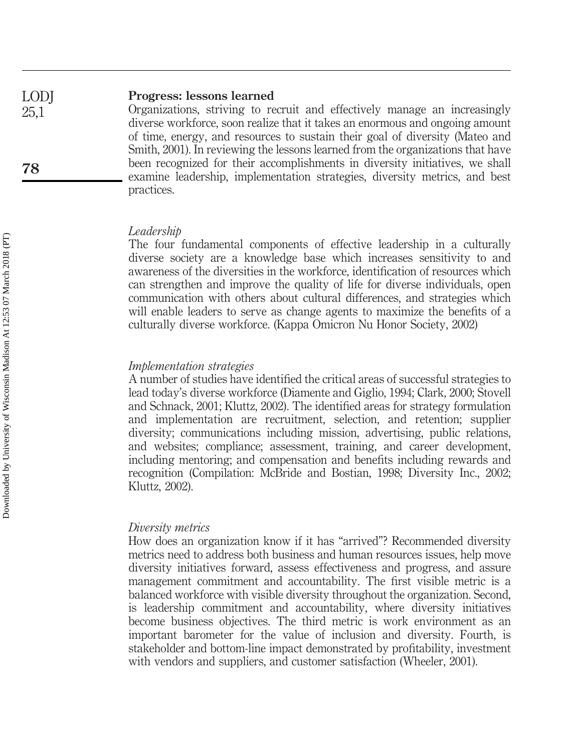## Progress: lessons learned

Organizations, striving to recruit and effectively manage an increasingly diverse workforce, soon realize that it takes an enormous and ongoing amount of time, energy, and resources to sustain their goal of diversity (Mateo and Smith, 2001). In reviewing the lessons learned from the organizations that have been recognized for their accomplishments in diversity initiatives, we shall examine leadership, implementation strategies, diversity metrics, and best practices.

### *Leadership*

The four fundamental components of effective leadership in a culturally diverse society are a knowledge base which increases sensitivity to and awareness of the diversities in the workforce, identification of resources which can strengthen and improve the quality of life for diverse individuals, open communication with others about cultural differences, and strategies which will enable leaders to serve as change agents to maximize the benefits of a culturally diverse workforce. (Kappa Omicron Nu Honor Society, 2002)

### *Implementation strategies*

A number of studies have identified the critical areas of successful strategies to lead today's diverse workforce (Diamente and Giglio, 1994; Clark, 2000; Stovell and Schnack, 2001; Kluttz, 2002). The identified areas for strategy formulation and implementation are recruitment, selection, and retention; supplier diversity; communications including mission, advertising, public relations, and websites; compliance; assessment, training, and career development, including mentoring; and compensation and benefits including rewards and recognition (Compilation: McBride and Bostian, 1998; Diversity Inc., 2002; Kluttz, 2002).

### *Diversity metrics*

How does an organization know if it has "arrived"? Recommended diversity metrics need to address both business and human resources issues, help move diversity initiatives forward, assess effectiveness and progress, and assure management commitment and accountability. The first visible metric is a balanced workforce with visible diversity throughout the organization. Second, is leadership commitment and accountability, where diversity initiatives become business objectives. The third metric is work environment as an important barometer for the value of inclusion and diversity. Fourth, is stakeholder and bottom-line impact demonstrated by profitability, investment with vendors and suppliers, and customer satisfaction (Wheeler, 2001).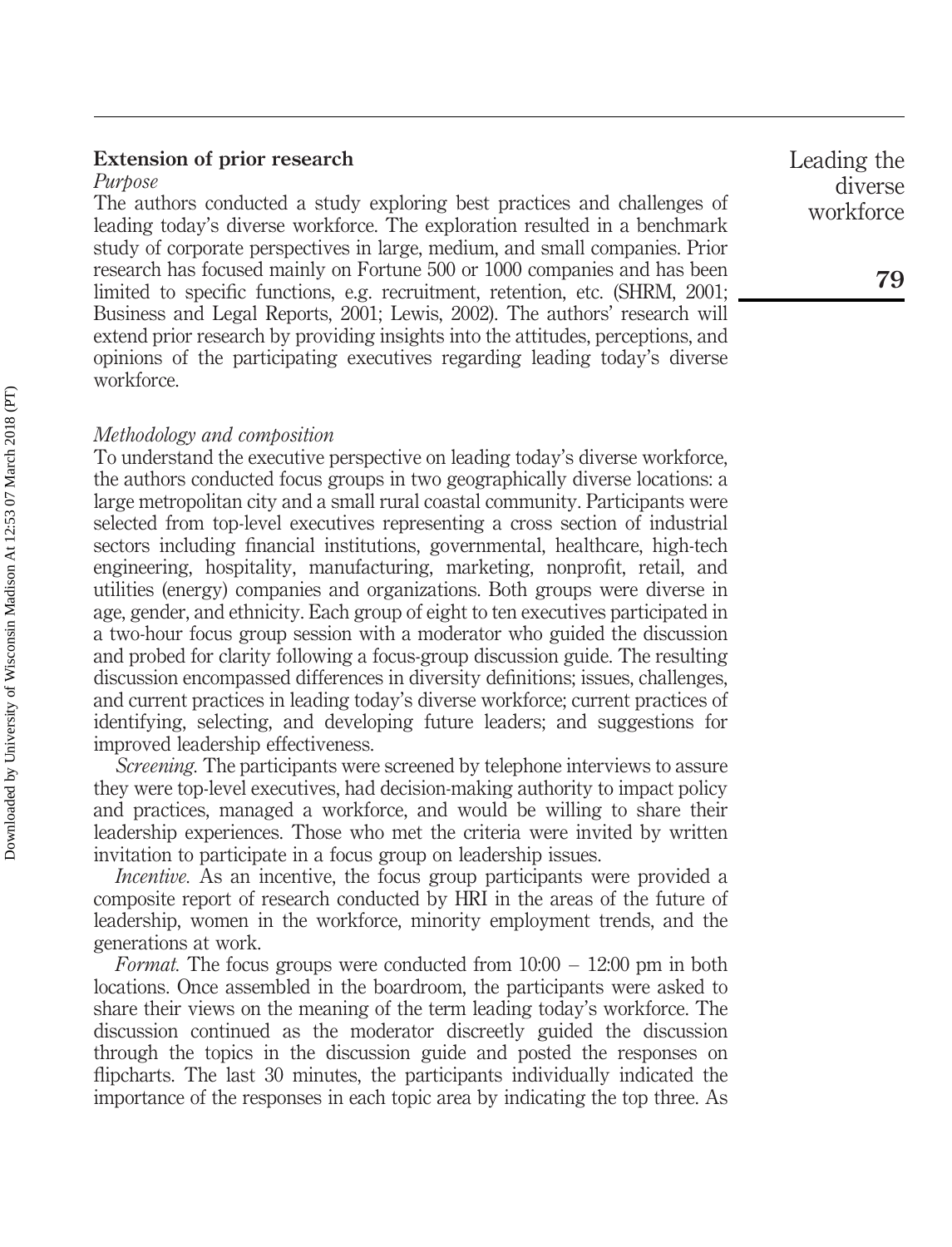## Extension of prior research

*Purpose*

The authors conducted a study exploring best practices and challenges of leading today's diverse workforce. The exploration resulted in a benchmark study of corporate perspectives in large, medium, and small companies. Prior research has focused mainly on Fortune 500 or 1000 companies and has been limited to specific functions, e.g. recruitment, retention, etc. (SHRM, 2001; Business and Legal Reports, 2001; Lewis, 2002). The authors' research will extend prior research by providing insights into the attitudes, perceptions, and opinions of the participating executives regarding leading today's diverse workforce.

*Methodology and composition*

To understand the executive perspective on leading today's diverse workforce, the authors conducted focus groups in two geographically diverse locations: a large metropolitan city and a small rural coastal community. Participants were selected from top-level executives representing a cross section of industrial sectors including financial institutions, governmental, healthcare, high-tech engineering, hospitality, manufacturing, marketing, nonprofit, retail, and utilities (energy) companies and organizations. Both groups were diverse in age, gender, and ethnicity. Each group of eight to ten executives participated in a two-hour focus group session with a moderator who guided the discussion and probed for clarity following a focus-group discussion guide. The resulting discussion encompassed differences in diversity definitions; issues, challenges, and current practices in leading today's diverse workforce; current practices of identifying, selecting, and developing future leaders; and suggestions for improved leadership effectiveness.

*Screening.* The participants were screened by telephone interviews to assure they were top-level executives, had decision-making authority to impact policy and practices, managed a workforce, and would be willing to share their leadership experiences. Those who met the criteria were invited by written invitation to participate in a focus group on leadership issues.

*Incentive.* As an incentive, the focus group participants were provided a composite report of research conducted by HRI in the areas of the future of leadership, women in the workforce, minority employment trends, and the generations at work.

*Format.* The focus groups were conducted from 10:00 – 12:00 pm in both locations. Once assembled in the boardroom, the participants were asked to share their views on the meaning of the term leading today's workforce. The discussion continued as the moderator discreetly guided the discussion through the topics in the discussion guide and posted the responses on flipcharts. The last 30 minutes, the participants individually indicated the importance of the responses in each topic area by indicating the top three. As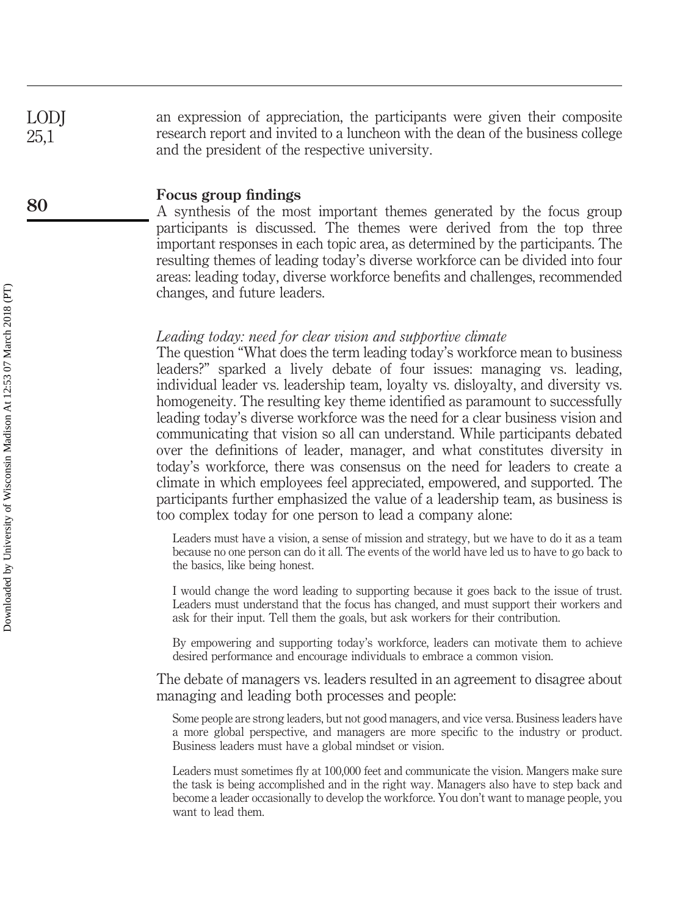an expression of appreciation, the participants were given their composite research report and invited to a luncheon with the dean of the business college and the president of the respective university.

## Focus group findings

A synthesis of the most important themes generated by the focus group participants is discussed. The themes were derived from the top three important responses in each topic area, as determined by the participants. The resulting themes of leading today's diverse workforce can be divided into four areas: leading today, diverse workforce benefits and challenges, recommended changes, and future leaders.

### *Leading today: need for clear vision and supportive climate*

The question "What does the term leading today's workforce mean to business leaders?" sparked a lively debate of four issues: managing vs. leading, individual leader vs. leadership team, loyalty vs. disloyalty, and diversity vs. homogeneity. The resulting key theme identified as paramount to successfully leading today's diverse workforce was the need for a clear business vision and communicating that vision so all can understand. While participants debated over the definitions of leader, manager, and what constitutes diversity in today's workforce, there was consensus on the need for leaders to create a climate in which employees feel appreciated, empowered, and supported. The participants further emphasized the value of a leadership team, as business is too complex today for one person to lead a company alone:

> Leaders must have a vision, a sense of mission and strategy, but we have to do it as a team because no one person can do it all. The events of the world have led us to have to go back to the basics, like being honest.

> I would change the word leading to supporting because it goes back to the issue of trust. Leaders must understand that the focus has changed, and must support their workers and ask for their input. Tell them the goals, but ask workers for their contribution.

> By empowering and supporting today's workforce, leaders can motivate them to achieve desired performance and encourage individuals to embrace a common vision.

The debate of managers vs. leaders resulted in an agreement to disagree about managing and leading both processes and people:

> Some people are strong leaders, but not good managers, and vice versa. Business leaders have a more global perspective, and managers are more specific to the industry or product. Business leaders must have a global mindset or vision.

> Leaders must sometimes fly at 100,000 feet and communicate the vision. Mangers make sure the task is being accomplished and in the right way. Managers also have to step back and become a leader occasionally to develop the workforce. You don't want to manage people, you want to lead them.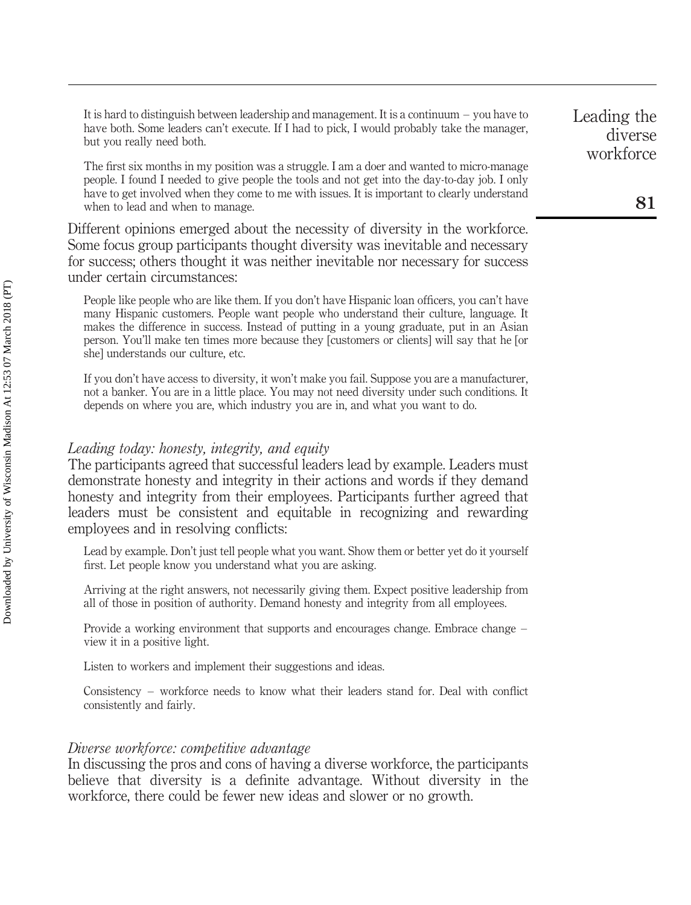It is hard to distinguish between leadership and management. It is a continuum – you have to have both. Some leaders can't execute. If I had to pick, I would probably take the manager, but you really need both.

The first six months in my position was a struggle. I am a doer and wanted to micro-manage people. I found I needed to give people the tools and not get into the day-to-day job. I only have to get involved when they come to me with issues. It is important to clearly understand when to lead and when to manage.

Different opinions emerged about the necessity of diversity in the workforce. Some focus group participants thought diversity was inevitable and necessary for success; others thought it was neither inevitable nor necessary for success under certain circumstances:

People like people who are like them. If you don't have Hispanic loan officers, you can't have many Hispanic customers. People want people who understand their culture, language. It makes the difference in success. Instead of putting in a young graduate, put in an Asian person. You'll make ten times more because they [customers or clients] will say that he [or she] understands our culture, etc.

If you don't have access to diversity, it won't make you fail. Suppose you are a manufacturer, not a banker. You are in a little place. You may not need diversity under such conditions. It depends on where you are, which industry you are in, and what you want to do.

### *Leading today: honesty, integrity, and equity*

The participants agreed that successful leaders lead by example. Leaders must demonstrate honesty and integrity in their actions and words if they demand honesty and integrity from their employees. Participants further agreed that leaders must be consistent and equitable in recognizing and rewarding employees and in resolving conflicts:

Lead by example. Don't just tell people what you want. Show them or better yet do it yourself first. Let people know you understand what you are asking.

Arriving at the right answers, not necessarily giving them. Expect positive leadership from all of those in position of authority. Demand honesty and integrity from all employees.

Provide a working environment that supports and encourages change. Embrace change – view it in a positive light.

Listen to workers and implement their suggestions and ideas.

Consistency – workforce needs to know what their leaders stand for. Deal with conflict consistently and fairly.

### *Diverse workforce: competitive advantage*

In discussing the pros and cons of having a diverse workforce, the participants believe that diversity is a definite advantage. Without diversity in the workforce, there could be fewer new ideas and slower or no growth.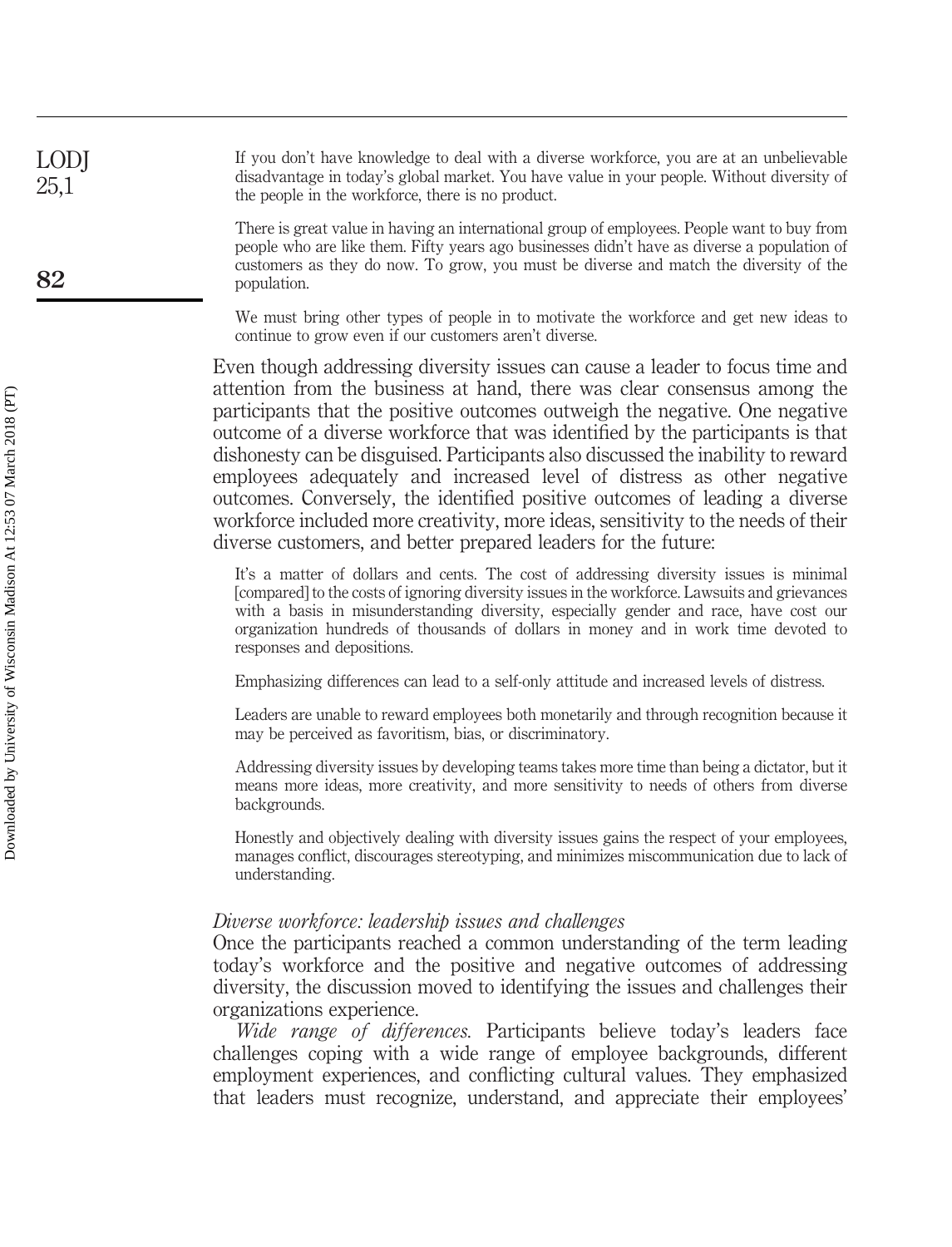> If you don't have knowledge to deal with a diverse workforce, you are at an unbelievable disadvantage in today's global market. You have value in your people. Without diversity of the people in the workforce, there is no product.

> There is great value in having an international group of employees. People want to buy from people who are like them. Fifty years ago businesses didn't have as diverse a population of customers as they do now. To grow, you must be diverse and match the diversity of the population.

> We must bring other types of people in to motivate the workforce and get new ideas to continue to grow even if our customers aren't diverse.

Even though addressing diversity issues can cause a leader to focus time and attention from the business at hand, there was clear consensus among the participants that the positive outcomes outweigh the negative. One negative outcome of a diverse workforce that was identified by the participants is that dishonesty can be disguised. Participants also discussed the inability to reward employees adequately and increased level of distress as other negative outcomes. Conversely, the identified positive outcomes of leading a diverse workforce included more creativity, more ideas, sensitivity to the needs of their diverse customers, and better prepared leaders for the future:

> It's a matter of dollars and cents. The cost of addressing diversity issues is minimal [compared] to the costs of ignoring diversity issues in the workforce. Lawsuits and grievances with a basis in misunderstanding diversity, especially gender and race, have cost our organization hundreds of thousands of dollars in money and in work time devoted to responses and depositions.

> Emphasizing differences can lead to a self-only attitude and increased levels of distress.

> Leaders are unable to reward employees both monetarily and through recognition because it may be perceived as favoritism, bias, or discriminatory.

> Addressing diversity issues by developing teams takes more time than being a dictator, but it means more ideas, more creativity, and more sensitivity to needs of others from diverse backgrounds.

> Honestly and objectively dealing with diversity issues gains the respect of your employees, manages conflict, discourages stereotyping, and minimizes miscommunication due to lack of understanding.

### *Diverse workforce: leadership issues and challenges*

Once the participants reached a common understanding of the term leading today's workforce and the positive and negative outcomes of addressing diversity, the discussion moved to identifying the issues and challenges their organizations experience.

*Wide range of differences.* Participants believe today's leaders face challenges coping with a wide range of employee backgrounds, different employment experiences, and conflicting cultural values. They emphasized that leaders must recognize, understand, and appreciate their employees'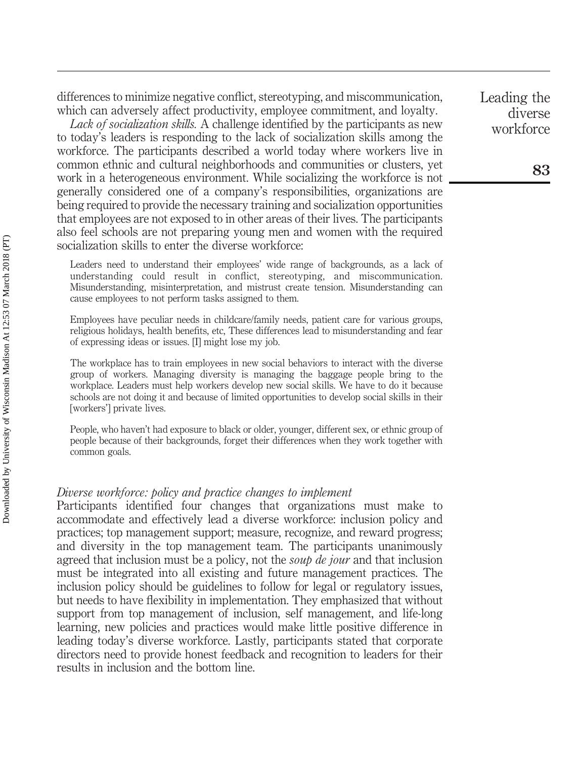differences to minimize negative conflict, stereotyping, and miscommunication, which can adversely affect productivity, employee commitment, and loyalty.

*Lack of socialization skills.* A challenge identified by the participants as new to today's leaders is responding to the lack of socialization skills among the workforce. The participants described a world today where workers live in common ethnic and cultural neighborhoods and communities or clusters, yet work in a heterogeneous environment. While socializing the workforce is not generally considered one of a company's responsibilities, organizations are being required to provide the necessary training and socialization opportunities that employees are not exposed to in other areas of their lives. The participants also feel schools are not preparing young men and women with the required socialization skills to enter the diverse workforce:

> Leaders need to understand their employees' wide range of backgrounds, as a lack of understanding could result in conflict, stereotyping, and miscommunication. Misunderstanding, misinterpretation, and mistrust create tension. Misunderstanding can cause employees to not perform tasks assigned to them.

> Employees have peculiar needs in childcare/family needs, patient care for various groups, religious holidays, health benefits, etc, These differences lead to misunderstanding and fear of expressing ideas or issues. [I] might lose my job.

> The workplace has to train employees in new social behaviors to interact with the diverse group of workers. Managing diversity is managing the baggage people bring to the workplace. Leaders must help workers develop new social skills. We have to do it because schools are not doing it and because of limited opportunities to develop social skills in their [workers'] private lives.

> People, who haven't had exposure to black or older, younger, different sex, or ethnic group of people because of their backgrounds, forget their differences when they work together with common goals.

### *Diverse workforce: policy and practice changes to implement*

Participants identified four changes that organizations must make to accommodate and effectively lead a diverse workforce: inclusion policy and practices; top management support; measure, recognize, and reward progress; and diversity in the top management team. The participants unanimously agreed that inclusion must be a policy, not the *soup de jour* and that inclusion must be integrated into all existing and future management practices. The inclusion policy should be guidelines to follow for legal or regulatory issues, but needs to have flexibility in implementation. They emphasized that without support from top management of inclusion, self management, and life-long learning, new policies and practices would make little positive difference in leading today's diverse workforce. Lastly, participants stated that corporate directors need to provide honest feedback and recognition to leaders for their results in inclusion and the bottom line.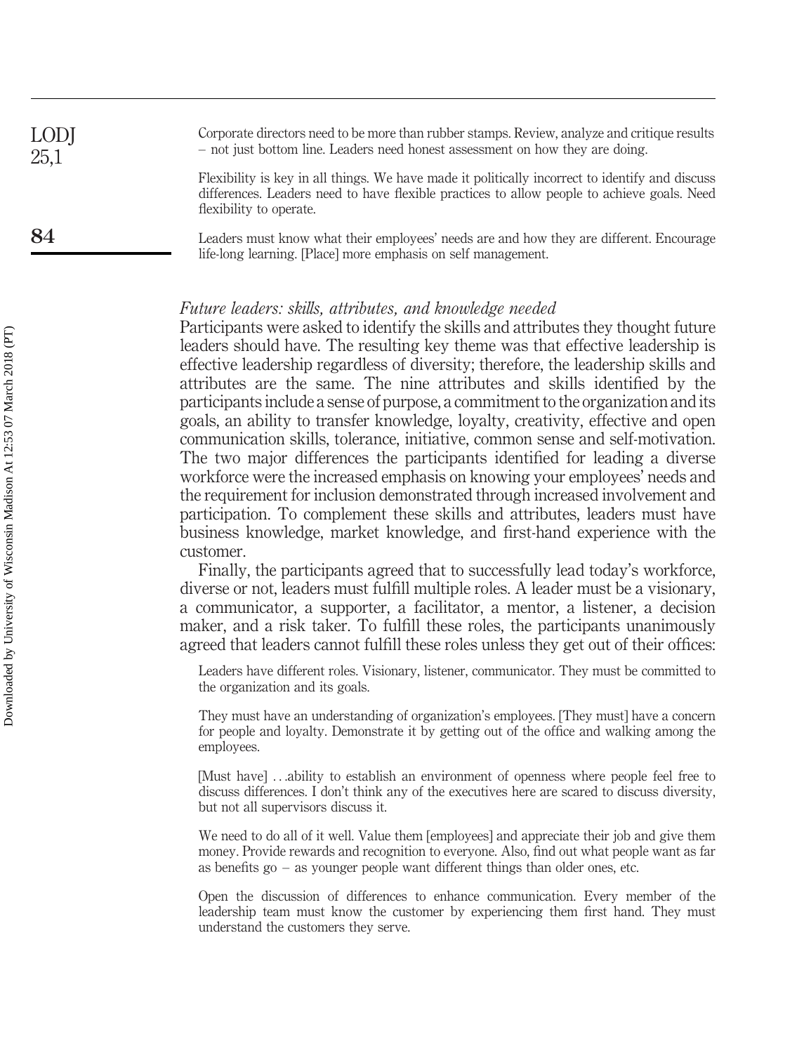> Corporate directors need to be more than rubber stamps. Review, analyze and critique results – not just bottom line. Leaders need honest assessment on how they are doing.
>
> Flexibility is key in all things. We have made it politically incorrect to identify and discuss differences. Leaders need to have flexible practices to allow people to achieve goals. Need flexibility to operate.
>
> Leaders must know what their employees' needs are and how they are different. Encourage life-long learning. [Place] more emphasis on self management.

*Future leaders: skills, attributes, and knowledge needed*

Participants were asked to identify the skills and attributes they thought future leaders should have. The resulting key theme was that effective leadership is effective leadership regardless of diversity; therefore, the leadership skills and attributes are the same. The nine attributes and skills identified by the participants include a sense of purpose, a commitment to the organization and its goals, an ability to transfer knowledge, loyalty, creativity, effective and open communication skills, tolerance, initiative, common sense and self-motivation. The two major differences the participants identified for leading a diverse workforce were the increased emphasis on knowing your employees' needs and the requirement for inclusion demonstrated through increased involvement and participation. To complement these skills and attributes, leaders must have business knowledge, market knowledge, and first-hand experience with the customer.

Finally, the participants agreed that to successfully lead today's workforce, diverse or not, leaders must fulfill multiple roles. A leader must be a visionary, a communicator, a supporter, a facilitator, a mentor, a listener, a decision maker, and a risk taker. To fulfill these roles, the participants unanimously agreed that leaders cannot fulfill these roles unless they get out of their offices:

> Leaders have different roles. Visionary, listener, communicator. They must be committed to the organization and its goals.
>
> They must have an understanding of organization's employees. [They must] have a concern for people and loyalty. Demonstrate it by getting out of the office and walking among the employees.
>
> [Must have] …ability to establish an environment of openness where people feel free to discuss differences. I don't think any of the executives here are scared to discuss diversity, but not all supervisors discuss it.
>
> We need to do all of it well. Value them [employees] and appreciate their job and give them money. Provide rewards and recognition to everyone. Also, find out what people want as far as benefits go – as younger people want different things than older ones, etc.
>
> Open the discussion of differences to enhance communication. Every member of the leadership team must know the customer by experiencing them first hand. They must understand the customers they serve.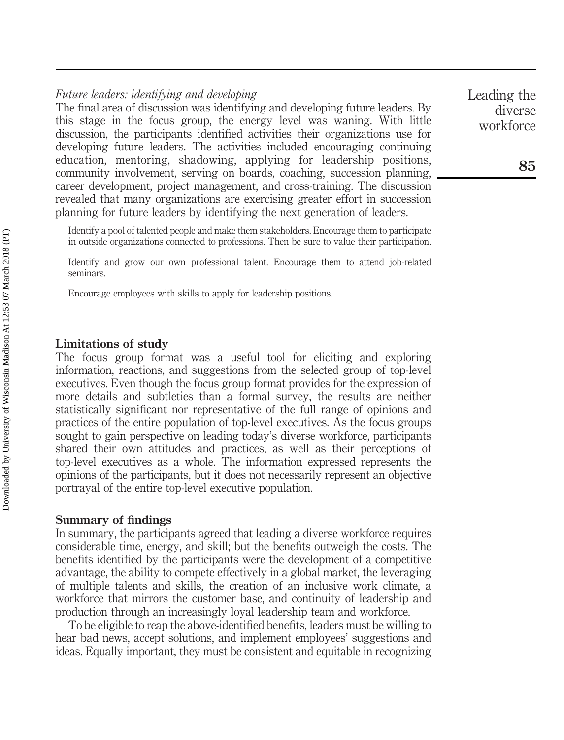*Future leaders: identifying and developing*

The final area of discussion was identifying and developing future leaders. By this stage in the focus group, the energy level was waning. With little discussion, the participants identified activities their organizations use for developing future leaders. The activities included encouraging continuing education, mentoring, shadowing, applying for leadership positions, community involvement, serving on boards, coaching, succession planning, career development, project management, and cross-training. The discussion revealed that many organizations are exercising greater effort in succession planning for future leaders by identifying the next generation of leaders.

> Identify a pool of talented people and make them stakeholders. Encourage them to participate in outside organizations connected to professions. Then be sure to value their participation.

> Identify and grow our own professional talent. Encourage them to attend job-related seminars.

> Encourage employees with skills to apply for leadership positions.

## Limitations of study

The focus group format was a useful tool for eliciting and exploring information, reactions, and suggestions from the selected group of top-level executives. Even though the focus group format provides for the expression of more details and subtleties than a formal survey, the results are neither statistically significant nor representative of the full range of opinions and practices of the entire population of top-level executives. As the focus groups sought to gain perspective on leading today's diverse workforce, participants shared their own attitudes and practices, as well as their perceptions of top-level executives as a whole. The information expressed represents the opinions of the participants, but it does not necessarily represent an objective portrayal of the entire top-level executive population.

## Summary of findings

In summary, the participants agreed that leading a diverse workforce requires considerable time, energy, and skill; but the benefits outweigh the costs. The benefits identified by the participants were the development of a competitive advantage, the ability to compete effectively in a global market, the leveraging of multiple talents and skills, the creation of an inclusive work climate, a workforce that mirrors the customer base, and continuity of leadership and production through an increasingly loyal leadership team and workforce.

To be eligible to reap the above-identified benefits, leaders must be willing to hear bad news, accept solutions, and implement employees' suggestions and ideas. Equally important, they must be consistent and equitable in recognizing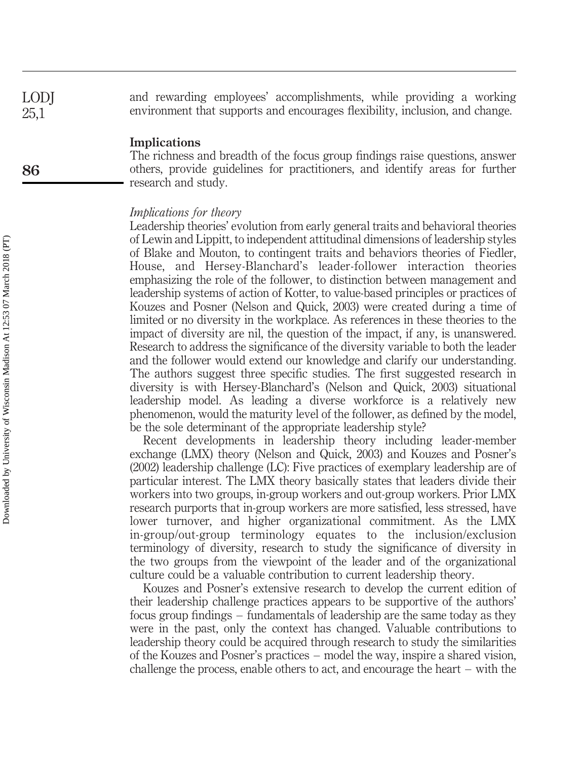and rewarding employees' accomplishments, while providing a working environment that supports and encourages flexibility, inclusion, and change.

## Implications

The richness and breadth of the focus group findings raise questions, answer others, provide guidelines for practitioners, and identify areas for further research and study.

### *Implications for theory*

Leadership theories' evolution from early general traits and behavioral theories of Lewin and Lippitt, to independent attitudinal dimensions of leadership styles of Blake and Mouton, to contingent traits and behaviors theories of Fiedler, House, and Hersey-Blanchard's leader-follower interaction theories emphasizing the role of the follower, to distinction between management and leadership systems of action of Kotter, to value-based principles or practices of Kouzes and Posner (Nelson and Quick, 2003) were created during a time of limited or no diversity in the workplace. As references in these theories to the impact of diversity are nil, the question of the impact, if any, is unanswered. Research to address the significance of the diversity variable to both the leader and the follower would extend our knowledge and clarify our understanding. The authors suggest three specific studies. The first suggested research in diversity is with Hersey-Blanchard's (Nelson and Quick, 2003) situational leadership model. As leading a diverse workforce is a relatively new phenomenon, would the maturity level of the follower, as defined by the model, be the sole determinant of the appropriate leadership style?

Recent developments in leadership theory including leader-member exchange (LMX) theory (Nelson and Quick, 2003) and Kouzes and Posner's (2002) leadership challenge (LC): Five practices of exemplary leadership are of particular interest. The LMX theory basically states that leaders divide their workers into two groups, in-group workers and out-group workers. Prior LMX research purports that in-group workers are more satisfied, less stressed, have lower turnover, and higher organizational commitment. As the LMX in-group/out-group terminology equates to the inclusion/exclusion terminology of diversity, research to study the significance of diversity in the two groups from the viewpoint of the leader and of the organizational culture could be a valuable contribution to current leadership theory.

Kouzes and Posner's extensive research to develop the current edition of their leadership challenge practices appears to be supportive of the authors' focus group findings – fundamentals of leadership are the same today as they were in the past, only the context has changed. Valuable contributions to leadership theory could be acquired through research to study the similarities of the Kouzes and Posner's practices – model the way, inspire a shared vision, challenge the process, enable others to act, and encourage the heart – with the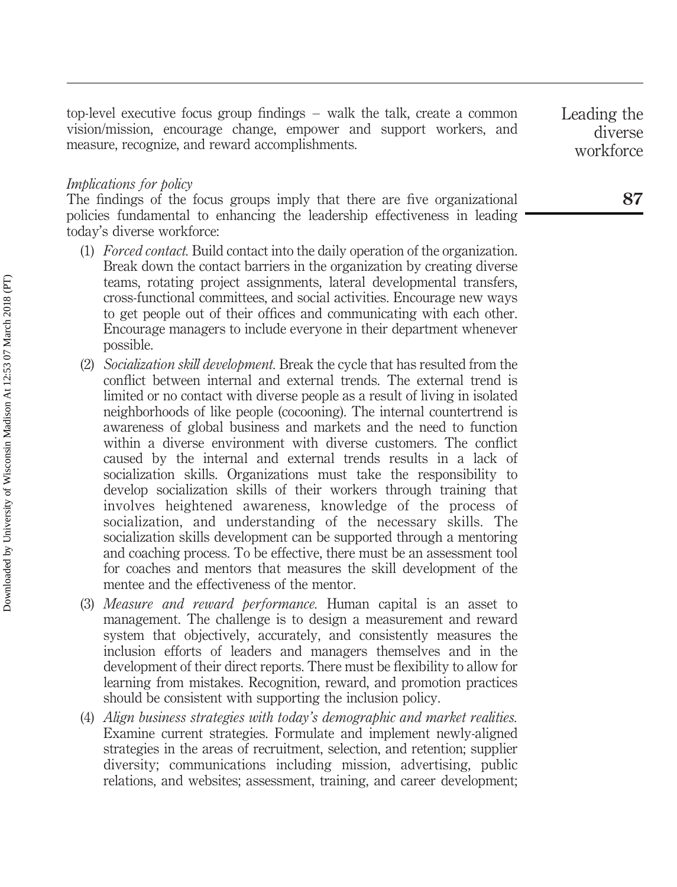top-level executive focus group findings – walk the talk, create a common vision/mission, encourage change, empower and support workers, and measure, recognize, and reward accomplishments.

*Implications for policy*

The findings of the focus groups imply that there are five organizational policies fundamental to enhancing the leadership effectiveness in leading today's diverse workforce:

(1) *Forced contact.* Build contact into the daily operation of the organization. Break down the contact barriers in the organization by creating diverse teams, rotating project assignments, lateral developmental transfers, cross-functional committees, and social activities. Encourage new ways to get people out of their offices and communicating with each other. Encourage managers to include everyone in their department whenever possible.

(2) *Socialization skill development.* Break the cycle that has resulted from the conflict between internal and external trends. The external trend is limited or no contact with diverse people as a result of living in isolated neighborhoods of like people (cocooning). The internal countertrend is awareness of global business and markets and the need to function within a diverse environment with diverse customers. The conflict caused by the internal and external trends results in a lack of socialization skills. Organizations must take the responsibility to develop socialization skills of their workers through training that involves heightened awareness, knowledge of the process of socialization, and understanding of the necessary skills. The socialization skills development can be supported through a mentoring and coaching process. To be effective, there must be an assessment tool for coaches and mentors that measures the skill development of the mentee and the effectiveness of the mentor.

(3) *Measure and reward performance.* Human capital is an asset to management. The challenge is to design a measurement and reward system that objectively, accurately, and consistently measures the inclusion efforts of leaders and managers themselves and in the development of their direct reports. There must be flexibility to allow for learning from mistakes. Recognition, reward, and promotion practices should be consistent with supporting the inclusion policy.

(4) *Align business strategies with today's demographic and market realities.* Examine current strategies. Formulate and implement newly-aligned strategies in the areas of recruitment, selection, and retention; supplier diversity; communications including mission, advertising, public relations, and websites; assessment, training, and career development;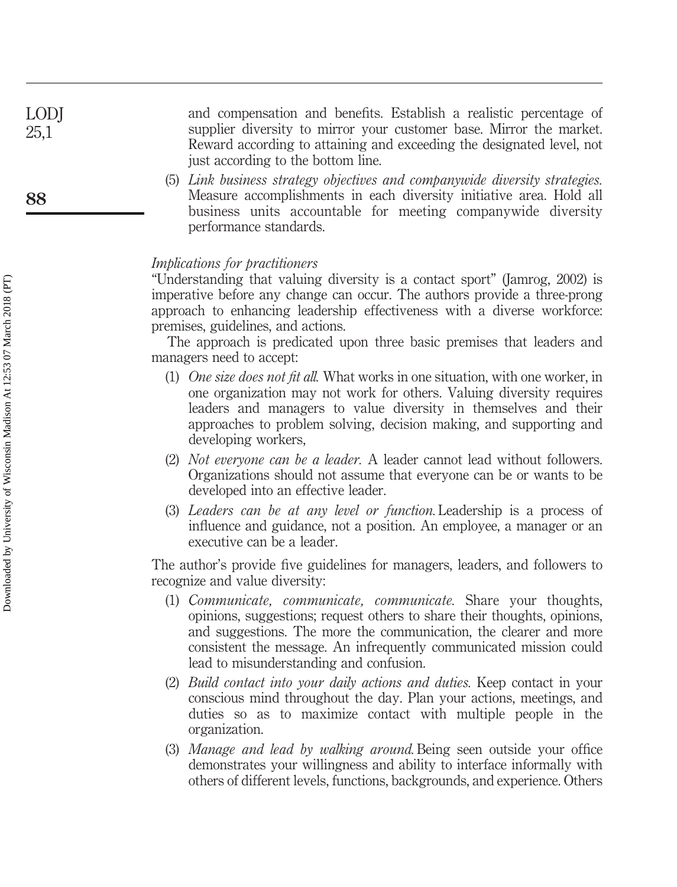and compensation and benefits. Establish a realistic percentage of supplier diversity to mirror your customer base. Mirror the market. Reward according to attaining and exceeding the designated level, not just according to the bottom line.

(5) *Link business strategy objectives and companywide diversity strategies.* Measure accomplishments in each diversity initiative area. Hold all business units accountable for meeting companywide diversity performance standards.

### *Implications for practitioners*

"Understanding that valuing diversity is a contact sport" (Jamrog, 2002) is imperative before any change can occur. The authors provide a three-prong approach to enhancing leadership effectiveness with a diverse workforce: premises, guidelines, and actions.

The approach is predicated upon three basic premises that leaders and managers need to accept:

(1) *One size does not fit all.* What works in one situation, with one worker, in one organization may not work for others. Valuing diversity requires leaders and managers to value diversity in themselves and their approaches to problem solving, decision making, and supporting and developing workers,

(2) *Not everyone can be a leader.* A leader cannot lead without followers. Organizations should not assume that everyone can be or wants to be developed into an effective leader.

(3) *Leaders can be at any level or function.* Leadership is a process of influence and guidance, not a position. An employee, a manager or an executive can be a leader.

The author's provide five guidelines for managers, leaders, and followers to recognize and value diversity:

(1) *Communicate, communicate, communicate.* Share your thoughts, opinions, suggestions; request others to share their thoughts, opinions, and suggestions. The more the communication, the clearer and more consistent the message. An infrequently communicated mission could lead to misunderstanding and confusion.

(2) *Build contact into your daily actions and duties.* Keep contact in your conscious mind throughout the day. Plan your actions, meetings, and duties so as to maximize contact with multiple people in the organization.

(3) *Manage and lead by walking around.* Being seen outside your office demonstrates your willingness and ability to interface informally with others of different levels, functions, backgrounds, and experience. Others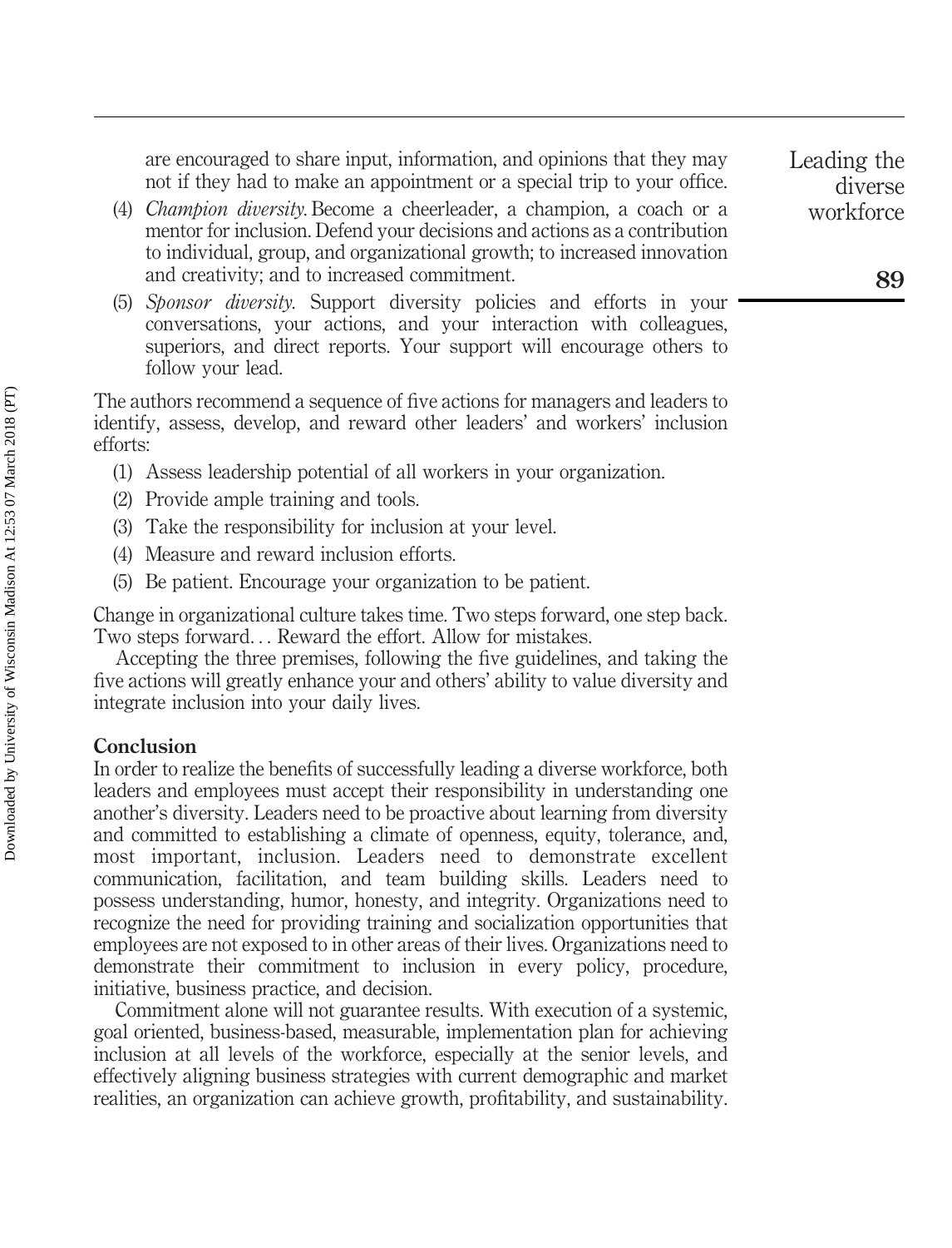are encouraged to share input, information, and opinions that they may not if they had to make an appointment or a special trip to your office.

(4) *Champion diversity.* Become a cheerleader, a champion, a coach or a mentor for inclusion. Defend your decisions and actions as a contribution to individual, group, and organizational growth; to increased innovation and creativity; and to increased commitment.

(5) *Sponsor diversity.* Support diversity policies and efforts in your conversations, your actions, and your interaction with colleagues, superiors, and direct reports. Your support will encourage others to follow your lead.

The authors recommend a sequence of five actions for managers and leaders to identify, assess, develop, and reward other leaders' and workers' inclusion efforts:

(1) Assess leadership potential of all workers in your organization.

(2) Provide ample training and tools.

(3) Take the responsibility for inclusion at your level.

(4) Measure and reward inclusion efforts.

(5) Be patient. Encourage your organization to be patient.

Change in organizational culture takes time. Two steps forward, one step back. Two steps forward... Reward the effort. Allow for mistakes.

Accepting the three premises, following the five guidelines, and taking the five actions will greatly enhance your and others' ability to value diversity and integrate inclusion into your daily lives.

## Conclusion

In order to realize the benefits of successfully leading a diverse workforce, both leaders and employees must accept their responsibility in understanding one another's diversity. Leaders need to be proactive about learning from diversity and committed to establishing a climate of openness, equity, tolerance, and, most important, inclusion. Leaders need to demonstrate excellent communication, facilitation, and team building skills. Leaders need to possess understanding, humor, honesty, and integrity. Organizations need to recognize the need for providing training and socialization opportunities that employees are not exposed to in other areas of their lives. Organizations need to demonstrate their commitment to inclusion in every policy, procedure, initiative, business practice, and decision.

Commitment alone will not guarantee results. With execution of a systemic, goal oriented, business-based, measurable, implementation plan for achieving inclusion at all levels of the workforce, especially at the senior levels, and effectively aligning business strategies with current demographic and market realities, an organization can achieve growth, profitability, and sustainability.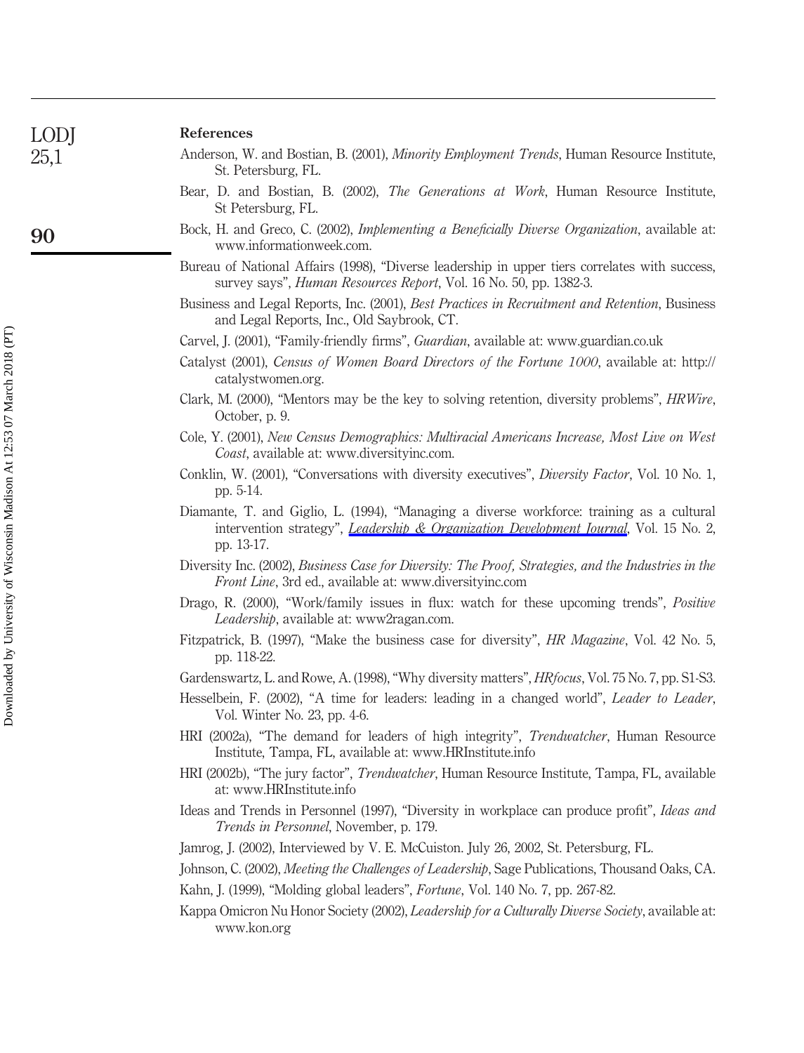## References

Anderson, W. and Bostian, B. (2001), *Minority Employment Trends*, Human Resource Institute, St. Petersburg, FL.

Bear, D. and Bostian, B. (2002), *The Generations at Work*, Human Resource Institute, St Petersburg, FL.

Bock, H. and Greco, C. (2002), *Implementing a Beneficially Diverse Organization*, available at: www.informationweek.com.

Bureau of National Affairs (1998), "Diverse leadership in upper tiers correlates with success, survey says", *Human Resources Report*, Vol. 16 No. 50, pp. 1382-3.

Business and Legal Reports, Inc. (2001), *Best Practices in Recruitment and Retention*, Business and Legal Reports, Inc., Old Saybrook, CT.

Carvel, J. (2001), "Family-friendly firms", *Guardian*, available at: www.guardian.co.uk

Catalyst (2001), *Census of Women Board Directors of the Fortune 1000*, available at: http://catalystwomen.org.

Clark, M. (2000), "Mentors may be the key to solving retention, diversity problems", *HRWire*, October, p. 9.

Cole, Y. (2001), *New Census Demographics: Multiracial Americans Increase, Most Live on West Coast*, available at: www.diversityinc.com.

Conklin, W. (2001), "Conversations with diversity executives", *Diversity Factor*, Vol. 10 No. 1, pp. 5-14.

Diamante, T. and Giglio, L. (1994), "Managing a diverse workforce: training as a cultural intervention strategy", *Leadership & Organization Development Journal*, Vol. 15 No. 2, pp. 13-17.

Diversity Inc. (2002), *Business Case for Diversity: The Proof, Strategies, and the Industries in the Front Line*, 3rd ed., available at: www.diversityinc.com

Drago, R. (2000), "Work/family issues in flux: watch for these upcoming trends", *Positive Leadership*, available at: www2ragan.com.

Fitzpatrick, B. (1997), "Make the business case for diversity", *HR Magazine*, Vol. 42 No. 5, pp. 118-22.

Gardenswartz, L. and Rowe, A. (1998), "Why diversity matters", *HRfocus*, Vol. 75 No. 7, pp. S1-S3.

Hesselbein, F. (2002), "A time for leaders: leading in a changed world", *Leader to Leader*, Vol. Winter No. 23, pp. 4-6.

HRI (2002a), "The demand for leaders of high integrity", *Trendwatcher*, Human Resource Institute, Tampa, FL, available at: www.HRInstitute.info

HRI (2002b), "The jury factor", *Trendwatcher*, Human Resource Institute, Tampa, FL, available at: www.HRInstitute.info

Ideas and Trends in Personnel (1997), "Diversity in workplace can produce profit", *Ideas and Trends in Personnel*, November, p. 179.

Jamrog, J. (2002), Interviewed by V. E. McCuiston. July 26, 2002, St. Petersburg, FL.

Johnson, C. (2002), *Meeting the Challenges of Leadership*, Sage Publications, Thousand Oaks, CA.

Kahn, J. (1999), "Molding global leaders", *Fortune*, Vol. 140 No. 7, pp. 267-82.

Kappa Omicron Nu Honor Society (2002), *Leadership for a Culturally Diverse Society*, available at: www.kon.org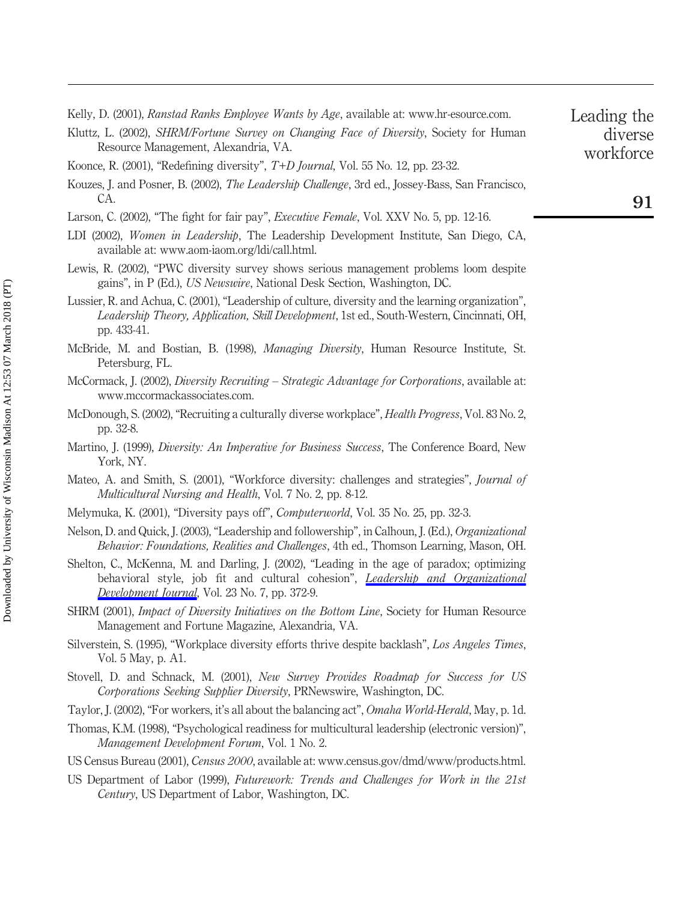Kelly, D. (2001), *Ranstad Ranks Employee Wants by Age*, available at: www.hr-esource.com.

Kluttz, L. (2002), *SHRM/Fortune Survey on Changing Face of Diversity*, Society for Human Resource Management, Alexandria, VA.

Koonce, R. (2001), "Redefining diversity", *T+D Journal*, Vol. 55 No. 12, pp. 23-32.

Kouzes, J. and Posner, B. (2002), *The Leadership Challenge*, 3rd ed., Jossey-Bass, San Francisco, CA.

Larson, C. (2002), "The fight for fair pay", *Executive Female*, Vol. XXV No. 5, pp. 12-16.

LDI (2002), *Women in Leadership*, The Leadership Development Institute, San Diego, CA, available at: www.aom-iaom.org/ldi/call.html.

Lewis, R. (2002), "PWC diversity survey shows serious management problems loom despite gains", in P (Ed.), *US Newswire*, National Desk Section, Washington, DC.

Lussier, R. and Achua, C. (2001), "Leadership of culture, diversity and the learning organization", *Leadership Theory, Application, Skill Development*, 1st ed., South-Western, Cincinnati, OH, pp. 433-41.

McBride, M. and Bostian, B. (1998), *Managing Diversity*, Human Resource Institute, St. Petersburg, FL.

McCormack, J. (2002), *Diversity Recruiting – Strategic Advantage for Corporations*, available at: www.mccormackassociates.com.

McDonough, S. (2002), "Recruiting a culturally diverse workplace", *Health Progress*, Vol. 83 No. 2, pp. 32-8.

Martino, J. (1999), *Diversity: An Imperative for Business Success*, The Conference Board, New York, NY.

Mateo, A. and Smith, S. (2001), "Workforce diversity: challenges and strategies", *Journal of Multicultural Nursing and Health*, Vol. 7 No. 2, pp. 8-12.

Melymuka, K. (2001), "Diversity pays off", *Computerworld*, Vol. 35 No. 25, pp. 32-3.

Nelson, D. and Quick, J. (2003), "Leadership and followership", in Calhoun, J. (Ed.), *Organizational Behavior: Foundations, Realities and Challenges*, 4th ed., Thomson Learning, Mason, OH.

Shelton, C., McKenna, M. and Darling, J. (2002), "Leading in the age of paradox; optimizing behavioral style, job fit and cultural cohesion", *Leadership and Organizational Development Journal*, Vol. 23 No. 7, pp. 372-9.

SHRM (2001), *Impact of Diversity Initiatives on the Bottom Line*, Society for Human Resource Management and Fortune Magazine, Alexandria, VA.

Silverstein, S. (1995), "Workplace diversity efforts thrive despite backlash", *Los Angeles Times*, Vol. 5 May, p. A1.

Stovell, D. and Schnack, M. (2001), *New Survey Provides Roadmap for Success for US Corporations Seeking Supplier Diversity*, PRNewswire, Washington, DC.

Taylor, J. (2002), "For workers, it's all about the balancing act", *Omaha World-Herald*, May, p. 1d.

Thomas, K.M. (1998), "Psychological readiness for multicultural leadership (electronic version)", *Management Development Forum*, Vol. 1 No. 2.

US Census Bureau (2001), *Census 2000*, available at: www.census.gov/dmd/www/products.html.

US Department of Labor (1999), *Futurework: Trends and Challenges for Work in the 21st Century*, US Department of Labor, Washington, DC.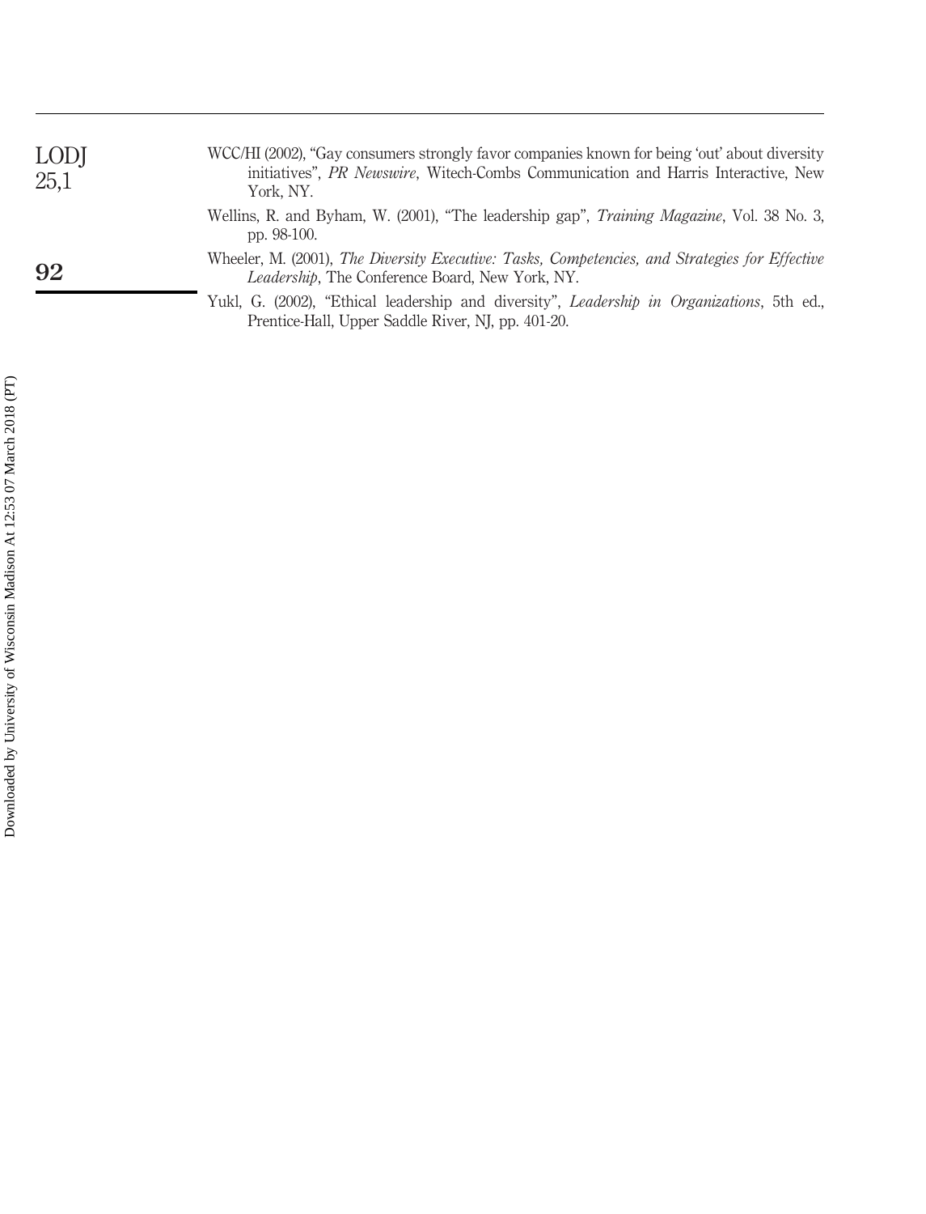WCC/HI (2002), "Gay consumers strongly favor companies known for being 'out' about diversity initiatives", *PR Newswire*, Witech-Combs Communication and Harris Interactive, New York, NY.

Wellins, R. and Byham, W. (2001), "The leadership gap", *Training Magazine*, Vol. 38 No. 3, pp. 98-100.

Wheeler, M. (2001), *The Diversity Executive: Tasks, Competencies, and Strategies for Effective Leadership*, The Conference Board, New York, NY.

Yukl, G. (2002), "Ethical leadership and diversity", *Leadership in Organizations*, 5th ed., Prentice-Hall, Upper Saddle River, NJ, pp. 401-20.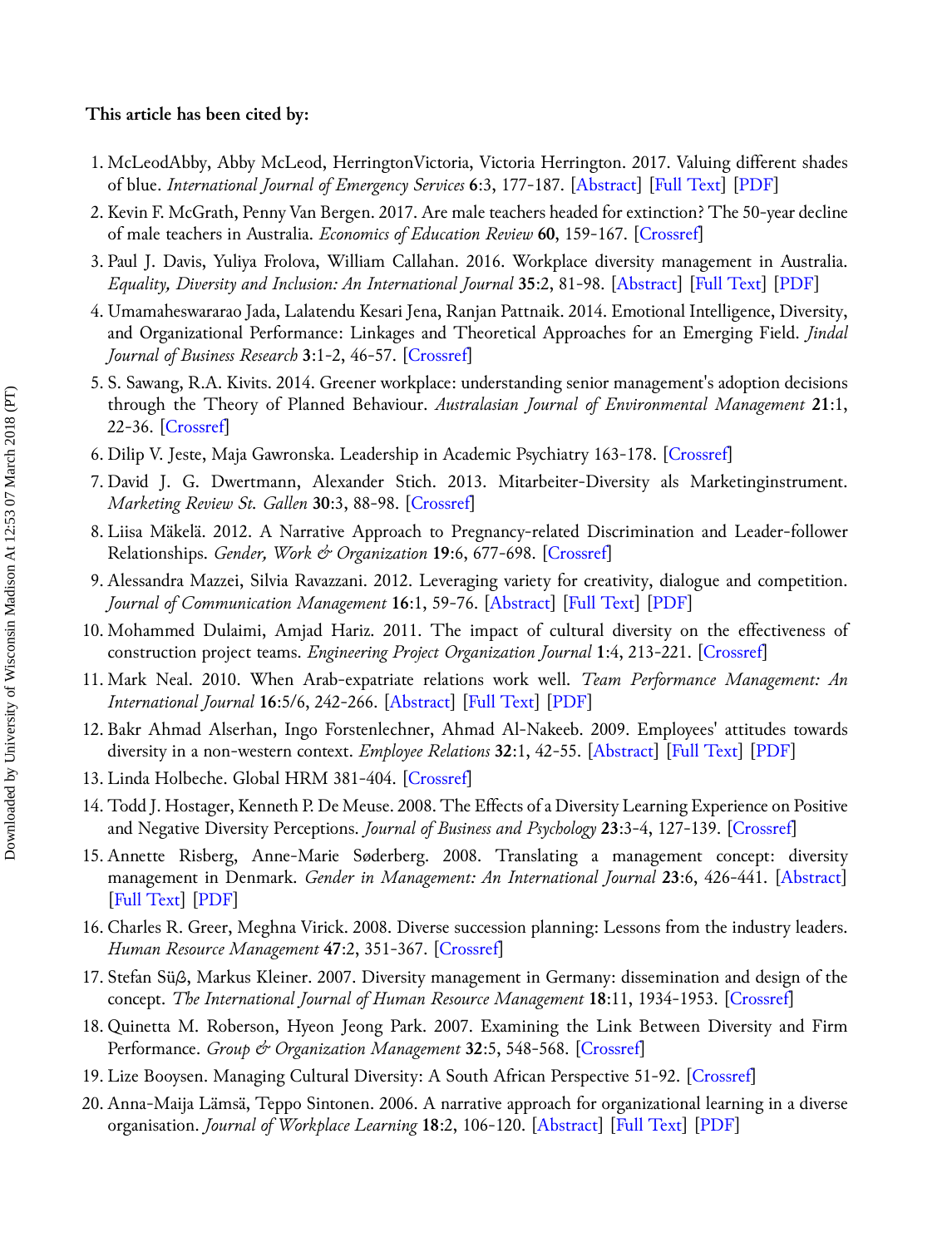**This article has been cited by:**

1. McLeodAbby, Abby McLeod, HerringtonVictoria, Victoria Herrington. 2017. Valuing different shades of blue. *International Journal of Emergency Services* **6**:3, 177-187. [Abstract] [Full Text] [PDF]
2. Kevin F. McGrath, Penny Van Bergen. 2017. Are male teachers headed for extinction? The 50-year decline of male teachers in Australia. *Economics of Education Review* **60**, 159-167. [Crossref]
3. Paul J. Davis, Yuliya Frolova, William Callahan. 2016. Workplace diversity management in Australia. *Equality, Diversity and Inclusion: An International Journal* **35**:2, 81-98. [Abstract] [Full Text] [PDF]
4. Umamaheswararao Jada, Lalatendu Kesari Jena, Ranjan Pattnaik. 2014. Emotional Intelligence, Diversity, and Organizational Performance: Linkages and Theoretical Approaches for an Emerging Field. *Jindal Journal of Business Research* **3**:1-2, 46-57. [Crossref]
5. S. Sawang, R.A. Kivits. 2014. Greener workplace: understanding senior management's adoption decisions through the Theory of Planned Behaviour. *Australasian Journal of Environmental Management* **21**:1, 22-36. [Crossref]
6. Dilip V. Jeste, Maja Gawronska. Leadership in Academic Psychiatry 163-178. [Crossref]
7. David J. G. Dwertmann, Alexander Stich. 2013. Mitarbeiter-Diversity als Marketinginstrument. *Marketing Review St. Gallen* **30**:3, 88-98. [Crossref]
8. Liisa Mäkelä. 2012. A Narrative Approach to Pregnancy-related Discrimination and Leader-follower Relationships. *Gender, Work & Organization* **19**:6, 677-698. [Crossref]
9. Alessandra Mazzei, Silvia Ravazzani. 2012. Leveraging variety for creativity, dialogue and competition. *Journal of Communication Management* **16**:1, 59-76. [Abstract] [Full Text] [PDF]
10. Mohammed Dulaimi, Amjad Hariz. 2011. The impact of cultural diversity on the effectiveness of construction project teams. *Engineering Project Organization Journal* **1**:4, 213-221. [Crossref]
11. Mark Neal. 2010. When Arab-expatriate relations work well. *Team Performance Management: An International Journal* **16**:5/6, 242-266. [Abstract] [Full Text] [PDF]
12. Bakr Ahmad Alserhan, Ingo Forstenlechner, Ahmad Al-Nakeeb. 2009. Employees' attitudes towards diversity in a non-western context. *Employee Relations* **32**:1, 42-55. [Abstract] [Full Text] [PDF]
13. Linda Holbeche. Global HRM 381-404. [Crossref]
14. Todd J. Hostager, Kenneth P. De Meuse. 2008. The Effects of a Diversity Learning Experience on Positive and Negative Diversity Perceptions. *Journal of Business and Psychology* **23**:3-4, 127-139. [Crossref]
15. Annette Risberg, Anne-Marie Søderberg. 2008. Translating a management concept: diversity management in Denmark. *Gender in Management: An International Journal* **23**:6, 426-441. [Abstract] [Full Text] [PDF]
16. Charles R. Greer, Meghna Virick. 2008. Diverse succession planning: Lessons from the industry leaders. *Human Resource Management* **47**:2, 351-367. [Crossref]
17. Stefan Süß, Markus Kleiner. 2007. Diversity management in Germany: dissemination and design of the concept. *The International Journal of Human Resource Management* **18**:11, 1934-1953. [Crossref]
18. Quinetta M. Roberson, Hyeon Jeong Park. 2007. Examining the Link Between Diversity and Firm Performance. *Group & Organization Management* **32**:5, 548-568. [Crossref]
19. Lize Booysen. Managing Cultural Diversity: A South African Perspective 51-92. [Crossref]
20. Anna-Maija Lämsä, Teppo Sintonen. 2006. A narrative approach for organizational learning in a diverse organisation. *Journal of Workplace Learning* **18**:2, 106-120. [Abstract] [Full Text] [PDF]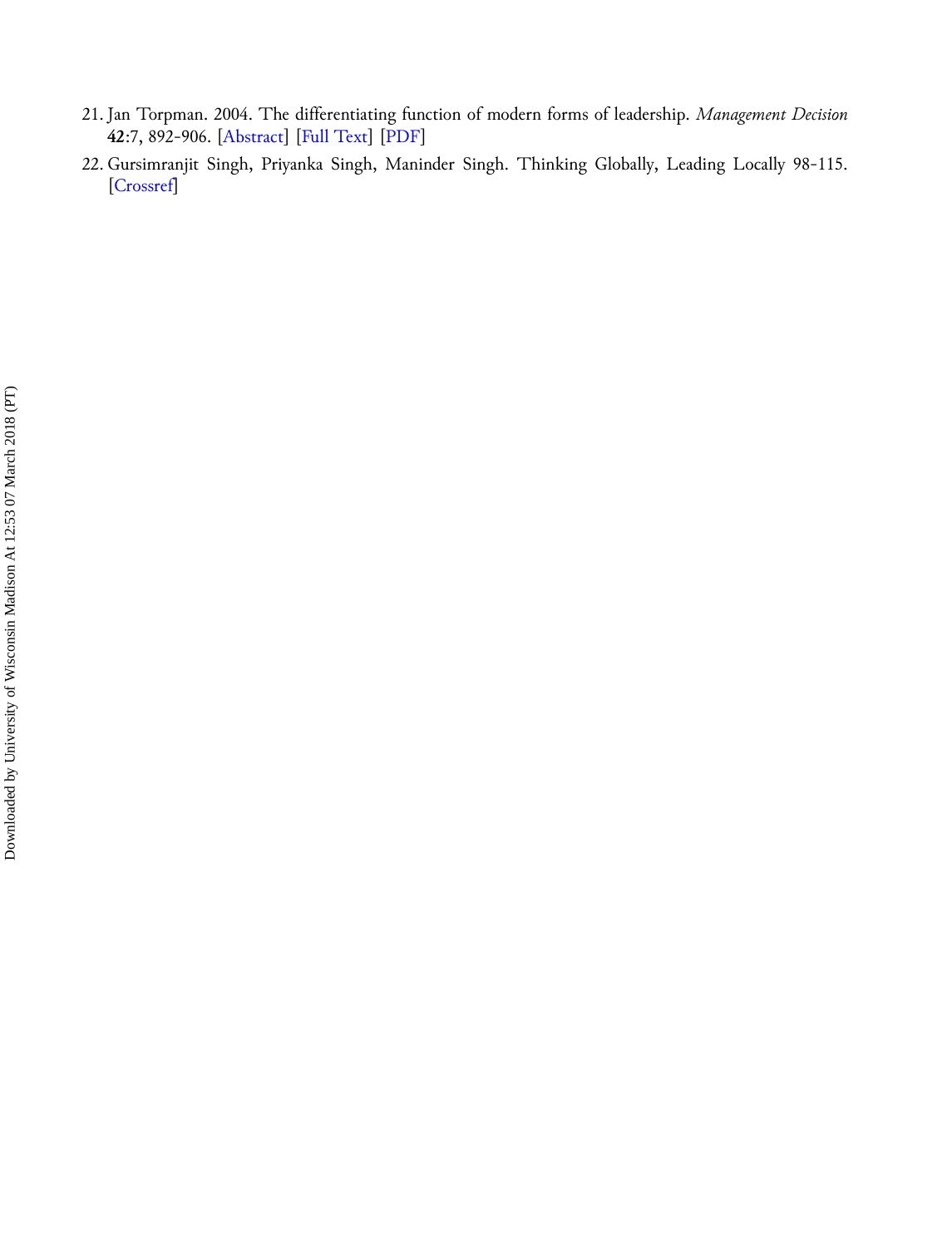21. Jan Torpman. 2004. The differentiating function of modern forms of leadership. *Management Decision* **42**:7, 892-906. [Abstract] [Full Text] [PDF]
22. Gursimranjit Singh, Priyanka Singh, Maninder Singh. Thinking Globally, Leading Locally 98-115. [Crossref]